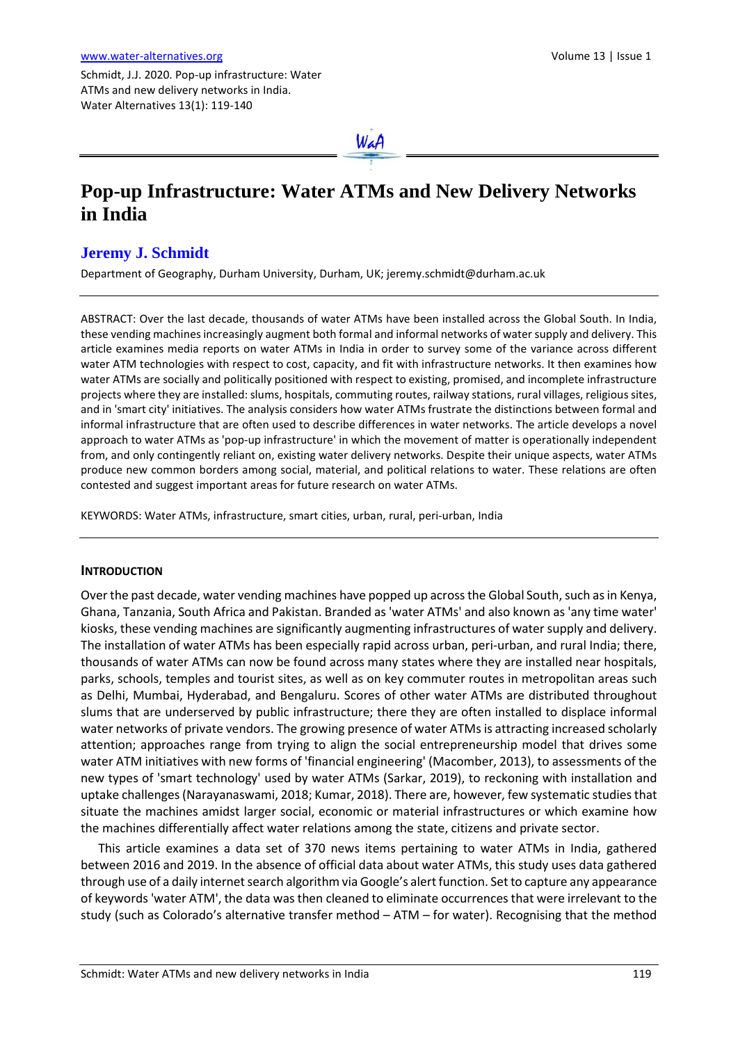Schmidt, J.J. 2020. Pop-up infrastructure: Water ATMs and new delivery networks in India. Water Alternatives 13(1): 119-140

# Pop-up Infrastructure: Water ATMs and New Delivery Networks in India

## Jeremy J. Schmidt

Department of Geography, Durham University, Durham, UK; jeremy.schmidt@durham.ac.uk

ABSTRACT: Over the last decade, thousands of water ATMs have been installed across the Global South. In India, these vending machines increasingly augment both formal and informal networks of water supply and delivery. This article examines media reports on water ATMs in India in order to survey some of the variance across different water ATM technologies with respect to cost, capacity, and fit with infrastructure networks. It then examines how water ATMs are socially and politically positioned with respect to existing, promised, and incomplete infrastructure projects where they are installed: slums, hospitals, commuting routes, railway stations, rural villages, religious sites, and in 'smart city' initiatives. The analysis considers how water ATMs frustrate the distinctions between formal and informal infrastructure that are often used to describe differences in water networks. The article develops a novel approach to water ATMs as 'pop-up infrastructure' in which the movement of matter is operationally independent from, and only contingently reliant on, existing water delivery networks. Despite their unique aspects, water ATMs produce new common borders among social, material, and political relations to water. These relations are often contested and suggest important areas for future research on water ATMs.

KEYWORDS: Water ATMs, infrastructure, smart cities, urban, rural, peri-urban, India

## INTRODUCTION

Over the past decade, water vending machines have popped up across the Global South, such as in Kenya, Ghana, Tanzania, South Africa and Pakistan. Branded as 'water ATMs' and also known as 'any time water' kiosks, these vending machines are significantly augmenting infrastructures of water supply and delivery. The installation of water ATMs has been especially rapid across urban, peri-urban, and rural India; there, thousands of water ATMs can now be found across many states where they are installed near hospitals, parks, schools, temples and tourist sites, as well as on key commuter routes in metropolitan areas such as Delhi, Mumbai, Hyderabad, and Bengaluru. Scores of other water ATMs are distributed throughout slums that are underserved by public infrastructure; there they are often installed to displace informal water networks of private vendors. The growing presence of water ATMs is attracting increased scholarly attention; approaches range from trying to align the social entrepreneurship model that drives some water ATM initiatives with new forms of 'financial engineering' (Macomber, 2013), to assessments of the new types of 'smart technology' used by water ATMs (Sarkar, 2019), to reckoning with installation and uptake challenges (Narayanaswami, 2018; Kumar, 2018). There are, however, few systematic studies that situate the machines amidst larger social, economic or material infrastructures or which examine how the machines differentially affect water relations among the state, citizens and private sector.

This article examines a data set of 370 news items pertaining to water ATMs in India, gathered between 2016 and 2019. In the absence of official data about water ATMs, this study uses data gathered through use of a daily internet search algorithm via Google's alert function. Set to capture any appearance of keywords 'water ATM', the data was then cleaned to eliminate occurrences that were irrelevant to the study (such as Colorado's alternative transfer method – ATM – for water). Recognising that the method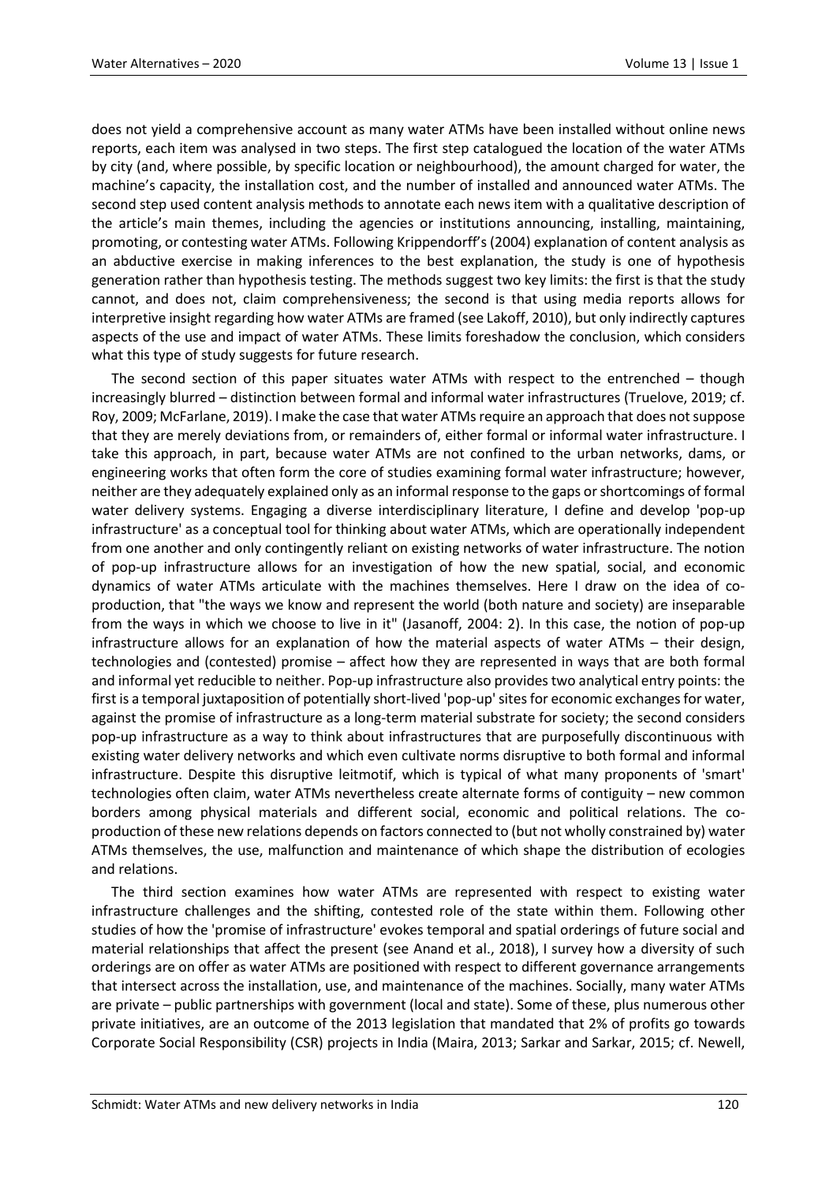does not yield a comprehensive account as many water ATMs have been installed without online news reports, each item was analysed in two steps. The first step catalogued the location of the water ATMs by city (and, where possible, by specific location or neighbourhood), the amount charged for water, the machine's capacity, the installation cost, and the number of installed and announced water ATMs. The second step used content analysis methods to annotate each news item with a qualitative description of the article's main themes, including the agencies or institutions announcing, installing, maintaining, promoting, or contesting water ATMs. Following Krippendorff's (2004) explanation of content analysis as an abductive exercise in making inferences to the best explanation, the study is one of hypothesis generation rather than hypothesis testing. The methods suggest two key limits: the first is that the study cannot, and does not, claim comprehensiveness; the second is that using media reports allows for interpretive insight regarding how water ATMs are framed (see Lakoff, 2010), but only indirectly captures aspects of the use and impact of water ATMs. These limits foreshadow the conclusion, which considers what this type of study suggests for future research.

The second section of this paper situates water ATMs with respect to the entrenched – though increasingly blurred – distinction between formal and informal water infrastructures (Truelove, 2019; cf. Roy, 2009; McFarlane, 2019). I make the case that water ATMs require an approach that does not suppose that they are merely deviations from, or remainders of, either formal or informal water infrastructure. I take this approach, in part, because water ATMs are not confined to the urban networks, dams, or engineering works that often form the core of studies examining formal water infrastructure; however, neither are they adequately explained only as an informal response to the gaps or shortcomings of formal water delivery systems. Engaging a diverse interdisciplinary literature, I define and develop 'pop-up infrastructure' as a conceptual tool for thinking about water ATMs, which are operationally independent from one another and only contingently reliant on existing networks of water infrastructure. The notion of pop-up infrastructure allows for an investigation of how the new spatial, social, and economic dynamics of water ATMs articulate with the machines themselves. Here I draw on the idea of co-production, that "the ways we know and represent the world (both nature and society) are inseparable from the ways in which we choose to live in it" (Jasanoff, 2004: 2). In this case, the notion of pop-up infrastructure allows for an explanation of how the material aspects of water ATMs – their design, technologies and (contested) promise – affect how they are represented in ways that are both formal and informal yet reducible to neither. Pop-up infrastructure also provides two analytical entry points: the first is a temporal juxtaposition of potentially short-lived 'pop-up' sites for economic exchanges for water, against the promise of infrastructure as a long-term material substrate for society; the second considers pop-up infrastructure as a way to think about infrastructures that are purposefully discontinuous with existing water delivery networks and which even cultivate norms disruptive to both formal and informal infrastructure. Despite this disruptive leitmotif, which is typical of what many proponents of 'smart' technologies often claim, water ATMs nevertheless create alternate forms of contiguity – new common borders among physical materials and different social, economic and political relations. The co-production of these new relations depends on factors connected to (but not wholly constrained by) water ATMs themselves, the use, malfunction and maintenance of which shape the distribution of ecologies and relations.

The third section examines how water ATMs are represented with respect to existing water infrastructure challenges and the shifting, contested role of the state within them. Following other studies of how the 'promise of infrastructure' evokes temporal and spatial orderings of future social and material relationships that affect the present (see Anand et al., 2018), I survey how a diversity of such orderings are on offer as water ATMs are positioned with respect to different governance arrangements that intersect across the installation, use, and maintenance of the machines. Socially, many water ATMs are private – public partnerships with government (local and state). Some of these, plus numerous other private initiatives, are an outcome of the 2013 legislation that mandated that 2% of profits go towards Corporate Social Responsibility (CSR) projects in India (Maira, 2013; Sarkar and Sarkar, 2015; cf. Newell,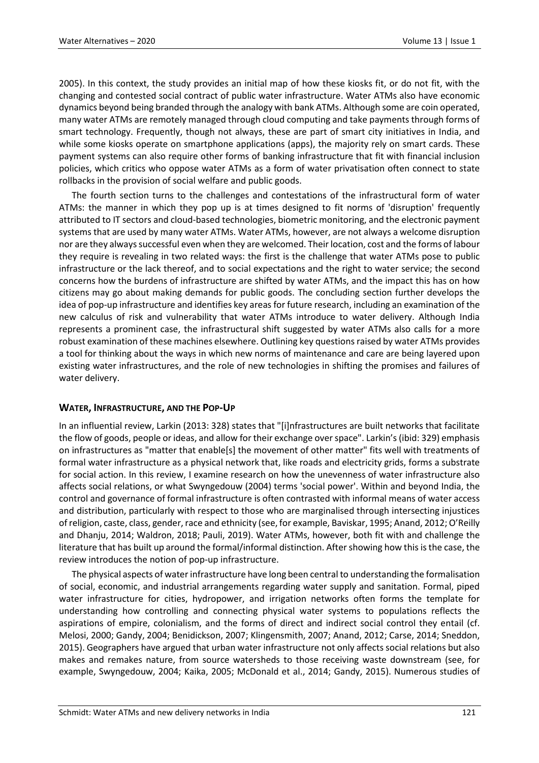2005). In this context, the study provides an initial map of how these kiosks fit, or do not fit, with the changing and contested social contract of public water infrastructure. Water ATMs also have economic dynamics beyond being branded through the analogy with bank ATMs. Although some are coin operated, many water ATMs are remotely managed through cloud computing and take payments through forms of smart technology. Frequently, though not always, these are part of smart city initiatives in India, and while some kiosks operate on smartphone applications (apps), the majority rely on smart cards. These payment systems can also require other forms of banking infrastructure that fit with financial inclusion policies, which critics who oppose water ATMs as a form of water privatisation often connect to state rollbacks in the provision of social welfare and public goods.

The fourth section turns to the challenges and contestations of the infrastructural form of water ATMs: the manner in which they pop up is at times designed to fit norms of 'disruption' frequently attributed to IT sectors and cloud-based technologies, biometric monitoring, and the electronic payment systems that are used by many water ATMs. Water ATMs, however, are not always a welcome disruption nor are they always successful even when they are welcomed. Their location, cost and the forms of labour they require is revealing in two related ways: the first is the challenge that water ATMs pose to public infrastructure or the lack thereof, and to social expectations and the right to water service; the second concerns how the burdens of infrastructure are shifted by water ATMs, and the impact this has on how citizens may go about making demands for public goods. The concluding section further develops the idea of pop-up infrastructure and identifies key areas for future research, including an examination of the new calculus of risk and vulnerability that water ATMs introduce to water delivery. Although India represents a prominent case, the infrastructural shift suggested by water ATMs also calls for a more robust examination of these machines elsewhere. Outlining key questions raised by water ATMs provides a tool for thinking about the ways in which new norms of maintenance and care are being layered upon existing water infrastructures, and the role of new technologies in shifting the promises and failures of water delivery.

## WATER, INFRASTRUCTURE, AND THE POP-UP

In an influential review, Larkin (2013: 328) states that "[i]nfrastructures are built networks that facilitate the flow of goods, people or ideas, and allow for their exchange over space". Larkin's (ibid: 329) emphasis on infrastructures as "matter that enable[s] the movement of other matter" fits well with treatments of formal water infrastructure as a physical network that, like roads and electricity grids, forms a substrate for social action. In this review, I examine research on how the unevenness of water infrastructure also affects social relations, or what Swyngedouw (2004) terms 'social power'. Within and beyond India, the control and governance of formal infrastructure is often contrasted with informal means of water access and distribution, particularly with respect to those who are marginalised through intersecting injustices of religion, caste, class, gender, race and ethnicity (see, for example, Baviskar, 1995; Anand, 2012; O'Reilly and Dhanju, 2014; Waldron, 2018; Pauli, 2019). Water ATMs, however, both fit with and challenge the literature that has built up around the formal/informal distinction. After showing how this is the case, the review introduces the notion of pop-up infrastructure.

The physical aspects of water infrastructure have long been central to understanding the formalisation of social, economic, and industrial arrangements regarding water supply and sanitation. Formal, piped water infrastructure for cities, hydropower, and irrigation networks often forms the template for understanding how controlling and connecting physical water systems to populations reflects the aspirations of empire, colonialism, and the forms of direct and indirect social control they entail (cf. Melosi, 2000; Gandy, 2004; Benidickson, 2007; Klingensmith, 2007; Anand, 2012; Carse, 2014; Sneddon, 2015). Geographers have argued that urban water infrastructure not only affects social relations but also makes and remakes nature, from source watersheds to those receiving waste downstream (see, for example, Swyngedouw, 2004; Kaika, 2005; McDonald et al., 2014; Gandy, 2015). Numerous studies of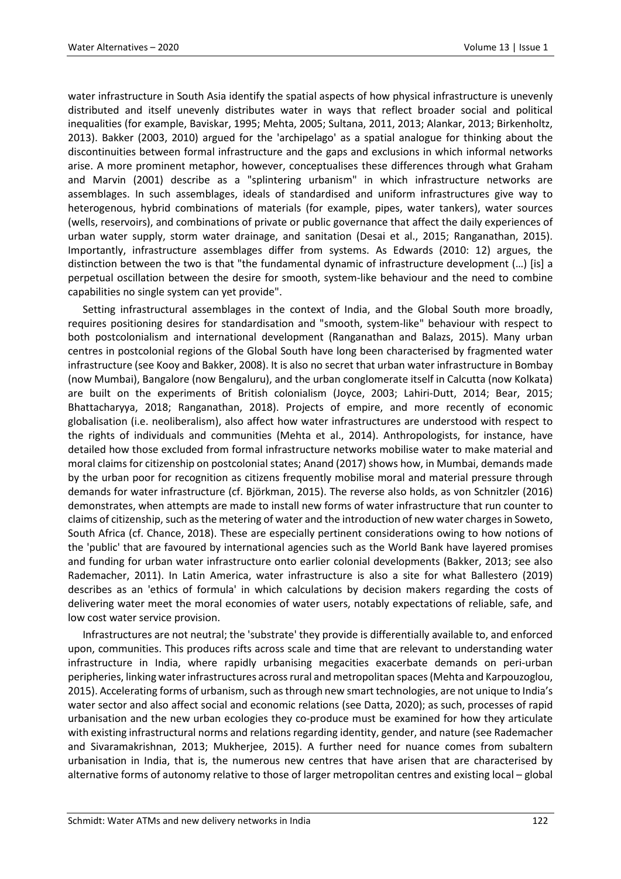water infrastructure in South Asia identify the spatial aspects of how physical infrastructure is unevenly distributed and itself unevenly distributes water in ways that reflect broader social and political inequalities (for example, Baviskar, 1995; Mehta, 2005; Sultana, 2011, 2013; Alankar, 2013; Birkenholtz, 2013). Bakker (2003, 2010) argued for the 'archipelago' as a spatial analogue for thinking about the discontinuities between formal infrastructure and the gaps and exclusions in which informal networks arise. A more prominent metaphor, however, conceptualises these differences through what Graham and Marvin (2001) describe as a "splintering urbanism" in which infrastructure networks are assemblages. In such assemblages, ideals of standardised and uniform infrastructures give way to heterogenous, hybrid combinations of materials (for example, pipes, water tankers), water sources (wells, reservoirs), and combinations of private or public governance that affect the daily experiences of urban water supply, storm water drainage, and sanitation (Desai et al., 2015; Ranganathan, 2015). Importantly, infrastructure assemblages differ from systems. As Edwards (2010: 12) argues, the distinction between the two is that "the fundamental dynamic of infrastructure development (…) [is] a perpetual oscillation between the desire for smooth, system-like behaviour and the need to combine capabilities no single system can yet provide".

Setting infrastructural assemblages in the context of India, and the Global South more broadly, requires positioning desires for standardisation and "smooth, system-like" behaviour with respect to both postcolonialism and international development (Ranganathan and Balazs, 2015). Many urban centres in postcolonial regions of the Global South have long been characterised by fragmented water infrastructure (see Kooy and Bakker, 2008). It is also no secret that urban water infrastructure in Bombay (now Mumbai), Bangalore (now Bengaluru), and the urban conglomerate itself in Calcutta (now Kolkata) are built on the experiments of British colonialism (Joyce, 2003; Lahiri-Dutt, 2014; Bear, 2015; Bhattacharyya, 2018; Ranganathan, 2018). Projects of empire, and more recently of economic globalisation (i.e. neoliberalism), also affect how water infrastructures are understood with respect to the rights of individuals and communities (Mehta et al., 2014). Anthropologists, for instance, have detailed how those excluded from formal infrastructure networks mobilise water to make material and moral claims for citizenship on postcolonial states; Anand (2017) shows how, in Mumbai, demands made by the urban poor for recognition as citizens frequently mobilise moral and material pressure through demands for water infrastructure (cf. Björkman, 2015). The reverse also holds, as von Schnitzler (2016) demonstrates, when attempts are made to install new forms of water infrastructure that run counter to claims of citizenship, such as the metering of water and the introduction of new water charges in Soweto, South Africa (cf. Chance, 2018). These are especially pertinent considerations owing to how notions of the 'public' that are favoured by international agencies such as the World Bank have layered promises and funding for urban water infrastructure onto earlier colonial developments (Bakker, 2013; see also Rademacher, 2011). In Latin America, water infrastructure is also a site for what Ballestero (2019) describes as an 'ethics of formula' in which calculations by decision makers regarding the costs of delivering water meet the moral economies of water users, notably expectations of reliable, safe, and low cost water service provision.

Infrastructures are not neutral; the 'substrate' they provide is differentially available to, and enforced upon, communities. This produces rifts across scale and time that are relevant to understanding water infrastructure in India, where rapidly urbanising megacities exacerbate demands on peri-urban peripheries, linking water infrastructures across rural and metropolitan spaces (Mehta and Karpouzoglou, 2015). Accelerating forms of urbanism, such as through new smart technologies, are not unique to India's water sector and also affect social and economic relations (see Datta, 2020); as such, processes of rapid urbanisation and the new urban ecologies they co-produce must be examined for how they articulate with existing infrastructural norms and relations regarding identity, gender, and nature (see Rademacher and Sivaramakrishnan, 2013; Mukherjee, 2015). A further need for nuance comes from subaltern urbanisation in India, that is, the numerous new centres that have arisen that are characterised by alternative forms of autonomy relative to those of larger metropolitan centres and existing local – global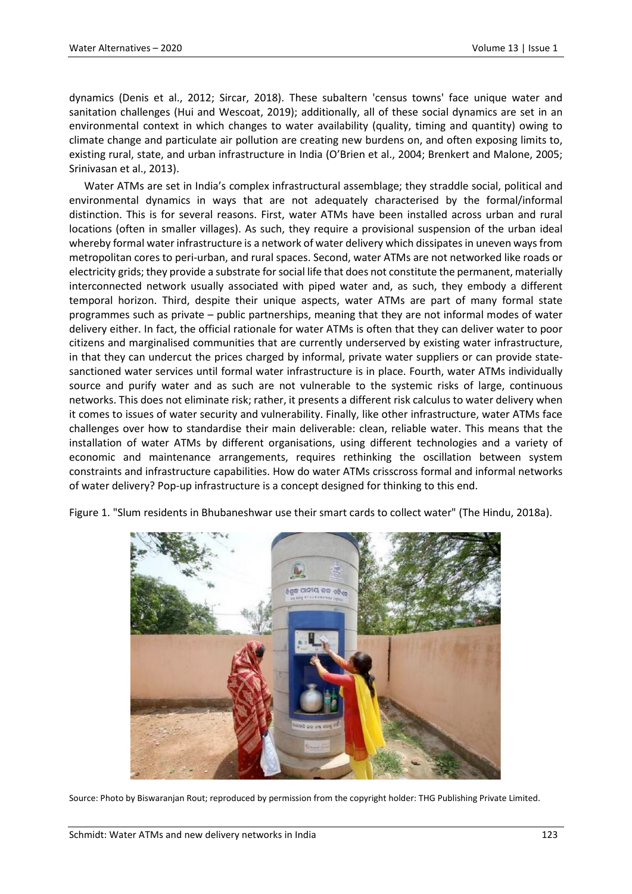dynamics (Denis et al., 2012; Sircar, 2018). These subaltern 'census towns' face unique water and sanitation challenges (Hui and Wescoat, 2019); additionally, all of these social dynamics are set in an environmental context in which changes to water availability (quality, timing and quantity) owing to climate change and particulate air pollution are creating new burdens on, and often exposing limits to, existing rural, state, and urban infrastructure in India (O'Brien et al., 2004; Brenkert and Malone, 2005; Srinivasan et al., 2013).

Water ATMs are set in India's complex infrastructural assemblage; they straddle social, political and environmental dynamics in ways that are not adequately characterised by the formal/informal distinction. This is for several reasons. First, water ATMs have been installed across urban and rural locations (often in smaller villages). As such, they require a provisional suspension of the urban ideal whereby formal water infrastructure is a network of water delivery which dissipates in uneven ways from metropolitan cores to peri-urban, and rural spaces. Second, water ATMs are not networked like roads or electricity grids; they provide a substrate for social life that does not constitute the permanent, materially interconnected network usually associated with piped water and, as such, they embody a different temporal horizon. Third, despite their unique aspects, water ATMs are part of many formal state programmes such as private – public partnerships, meaning that they are not informal modes of water delivery either. In fact, the official rationale for water ATMs is often that they can deliver water to poor citizens and marginalised communities that are currently underserved by existing water infrastructure, in that they can undercut the prices charged by informal, private water suppliers or can provide state-sanctioned water services until formal water infrastructure is in place. Fourth, water ATMs individually source and purify water and as such are not vulnerable to the systemic risks of large, continuous networks. This does not eliminate risk; rather, it presents a different risk calculus to water delivery when it comes to issues of water security and vulnerability. Finally, like other infrastructure, water ATMs face challenges over how to standardise their main deliverable: clean, reliable water. This means that the installation of water ATMs by different organisations, using different technologies and a variety of economic and maintenance arrangements, requires rethinking the oscillation between system constraints and infrastructure capabilities. How do water ATMs crisscross formal and informal networks of water delivery? Pop-up infrastructure is a concept designed for thinking to this end.

Figure 1. "Slum residents in Bhubaneshwar use their smart cards to collect water" (The Hindu, 2018a).

Source: Photo by Biswaranjan Rout; reproduced by permission from the copyright holder: THG Publishing Private Limited.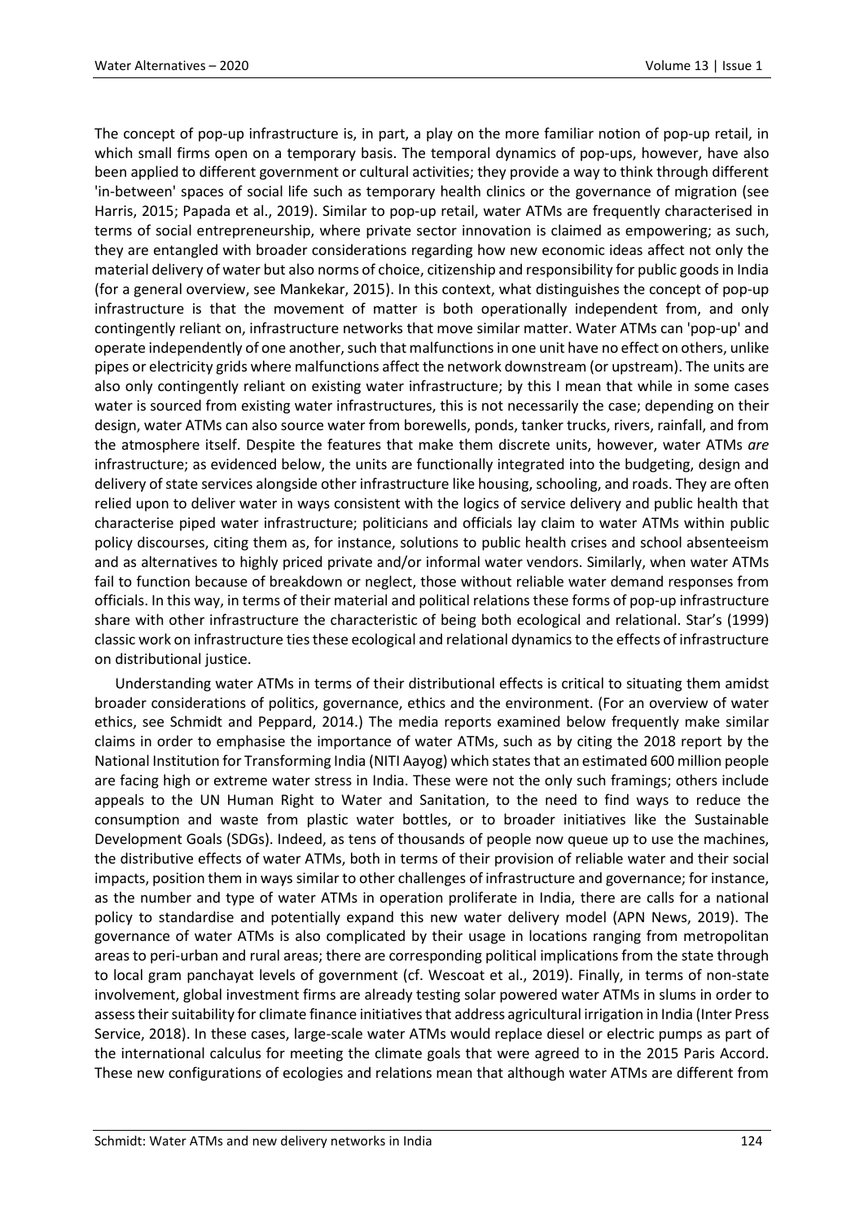The concept of pop-up infrastructure is, in part, a play on the more familiar notion of pop-up retail, in which small firms open on a temporary basis. The temporal dynamics of pop-ups, however, have also been applied to different government or cultural activities; they provide a way to think through different 'in-between' spaces of social life such as temporary health clinics or the governance of migration (see Harris, 2015; Papada et al., 2019). Similar to pop-up retail, water ATMs are frequently characterised in terms of social entrepreneurship, where private sector innovation is claimed as empowering; as such, they are entangled with broader considerations regarding how new economic ideas affect not only the material delivery of water but also norms of choice, citizenship and responsibility for public goods in India (for a general overview, see Mankekar, 2015). In this context, what distinguishes the concept of pop-up infrastructure is that the movement of matter is both operationally independent from, and only contingently reliant on, infrastructure networks that move similar matter. Water ATMs can 'pop-up' and operate independently of one another, such that malfunctions in one unit have no effect on others, unlike pipes or electricity grids where malfunctions affect the network downstream (or upstream). The units are also only contingently reliant on existing water infrastructure; by this I mean that while in some cases water is sourced from existing water infrastructures, this is not necessarily the case; depending on their design, water ATMs can also source water from borewells, ponds, tanker trucks, rivers, rainfall, and from the atmosphere itself. Despite the features that make them discrete units, however, water ATMs *are* infrastructure; as evidenced below, the units are functionally integrated into the budgeting, design and delivery of state services alongside other infrastructure like housing, schooling, and roads. They are often relied upon to deliver water in ways consistent with the logics of service delivery and public health that characterise piped water infrastructure; politicians and officials lay claim to water ATMs within public policy discourses, citing them as, for instance, solutions to public health crises and school absenteeism and as alternatives to highly priced private and/or informal water vendors. Similarly, when water ATMs fail to function because of breakdown or neglect, those without reliable water demand responses from officials. In this way, in terms of their material and political relations these forms of pop-up infrastructure share with other infrastructure the characteristic of being both ecological and relational. Star's (1999) classic work on infrastructure ties these ecological and relational dynamics to the effects of infrastructure on distributional justice.

Understanding water ATMs in terms of their distributional effects is critical to situating them amidst broader considerations of politics, governance, ethics and the environment. (For an overview of water ethics, see Schmidt and Peppard, 2014.) The media reports examined below frequently make similar claims in order to emphasise the importance of water ATMs, such as by citing the 2018 report by the National Institution for Transforming India (NITI Aayog) which states that an estimated 600 million people are facing high or extreme water stress in India. These were not the only such framings; others include appeals to the UN Human Right to Water and Sanitation, to the need to find ways to reduce the consumption and waste from plastic water bottles, or to broader initiatives like the Sustainable Development Goals (SDGs). Indeed, as tens of thousands of people now queue up to use the machines, the distributive effects of water ATMs, both in terms of their provision of reliable water and their social impacts, position them in ways similar to other challenges of infrastructure and governance; for instance, as the number and type of water ATMs in operation proliferate in India, there are calls for a national policy to standardise and potentially expand this new water delivery model (APN News, 2019). The governance of water ATMs is also complicated by their usage in locations ranging from metropolitan areas to peri-urban and rural areas; there are corresponding political implications from the state through to local gram panchayat levels of government (cf. Wescoat et al., 2019). Finally, in terms of non-state involvement, global investment firms are already testing solar powered water ATMs in slums in order to assess their suitability for climate finance initiatives that address agricultural irrigation in India (Inter Press Service, 2018). In these cases, large-scale water ATMs would replace diesel or electric pumps as part of the international calculus for meeting the climate goals that were agreed to in the 2015 Paris Accord. These new configurations of ecologies and relations mean that although water ATMs are different from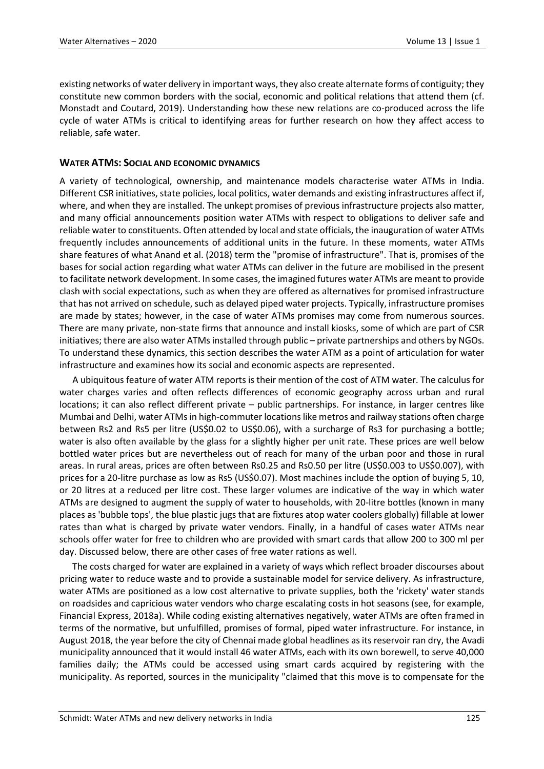existing networks of water delivery in important ways, they also create alternate forms of contiguity; they constitute new common borders with the social, economic and political relations that attend them (cf. Monstadt and Coutard, 2019). Understanding how these new relations are co-produced across the life cycle of water ATMs is critical to identifying areas for further research on how they affect access to reliable, safe water.

## WATER ATMS: SOCIAL AND ECONOMIC DYNAMICS

A variety of technological, ownership, and maintenance models characterise water ATMs in India. Different CSR initiatives, state policies, local politics, water demands and existing infrastructures affect if, where, and when they are installed. The unkept promises of previous infrastructure projects also matter, and many official announcements position water ATMs with respect to obligations to deliver safe and reliable water to constituents. Often attended by local and state officials, the inauguration of water ATMs frequently includes announcements of additional units in the future. In these moments, water ATMs share features of what Anand et al. (2018) term the "promise of infrastructure". That is, promises of the bases for social action regarding what water ATMs can deliver in the future are mobilised in the present to facilitate network development. In some cases, the imagined futures water ATMs are meant to provide clash with social expectations, such as when they are offered as alternatives for promised infrastructure that has not arrived on schedule, such as delayed piped water projects. Typically, infrastructure promises are made by states; however, in the case of water ATMs promises may come from numerous sources. There are many private, non-state firms that announce and install kiosks, some of which are part of CSR initiatives; there are also water ATMs installed through public – private partnerships and others by NGOs. To understand these dynamics, this section describes the water ATM as a point of articulation for water infrastructure and examines how its social and economic aspects are represented.

A ubiquitous feature of water ATM reports is their mention of the cost of ATM water. The calculus for water charges varies and often reflects differences of economic geography across urban and rural locations; it can also reflect different private – public partnerships. For instance, in larger centres like Mumbai and Delhi, water ATMs in high-commuter locations like metros and railway stations often charge between Rs2 and Rs5 per litre (US$0.02 to US$0.06), with a surcharge of Rs3 for purchasing a bottle; water is also often available by the glass for a slightly higher per unit rate. These prices are well below bottled water prices but are nevertheless out of reach for many of the urban poor and those in rural areas. In rural areas, prices are often between Rs0.25 and Rs0.50 per litre (US$0.003 to US$0.007), with prices for a 20-litre purchase as low as Rs5 (US$0.07). Most machines include the option of buying 5, 10, or 20 litres at a reduced per litre cost. These larger volumes are indicative of the way in which water ATMs are designed to augment the supply of water to households, with 20-litre bottles (known in many places as 'bubble tops', the blue plastic jugs that are fixtures atop water coolers globally) fillable at lower rates than what is charged by private water vendors. Finally, in a handful of cases water ATMs near schools offer water for free to children who are provided with smart cards that allow 200 to 300 ml per day. Discussed below, there are other cases of free water rations as well.

The costs charged for water are explained in a variety of ways which reflect broader discourses about pricing water to reduce waste and to provide a sustainable model for service delivery. As infrastructure, water ATMs are positioned as a low cost alternative to private supplies, both the 'rickety' water stands on roadsides and capricious water vendors who charge escalating costs in hot seasons (see, for example, Financial Express, 2018a). While coding existing alternatives negatively, water ATMs are often framed in terms of the normative, but unfulfilled, promises of formal, piped water infrastructure. For instance, in August 2018, the year before the city of Chennai made global headlines as its reservoir ran dry, the Avadi municipality announced that it would install 46 water ATMs, each with its own borewell, to serve 40,000 families daily; the ATMs could be accessed using smart cards acquired by registering with the municipality. As reported, sources in the municipality "claimed that this move is to compensate for the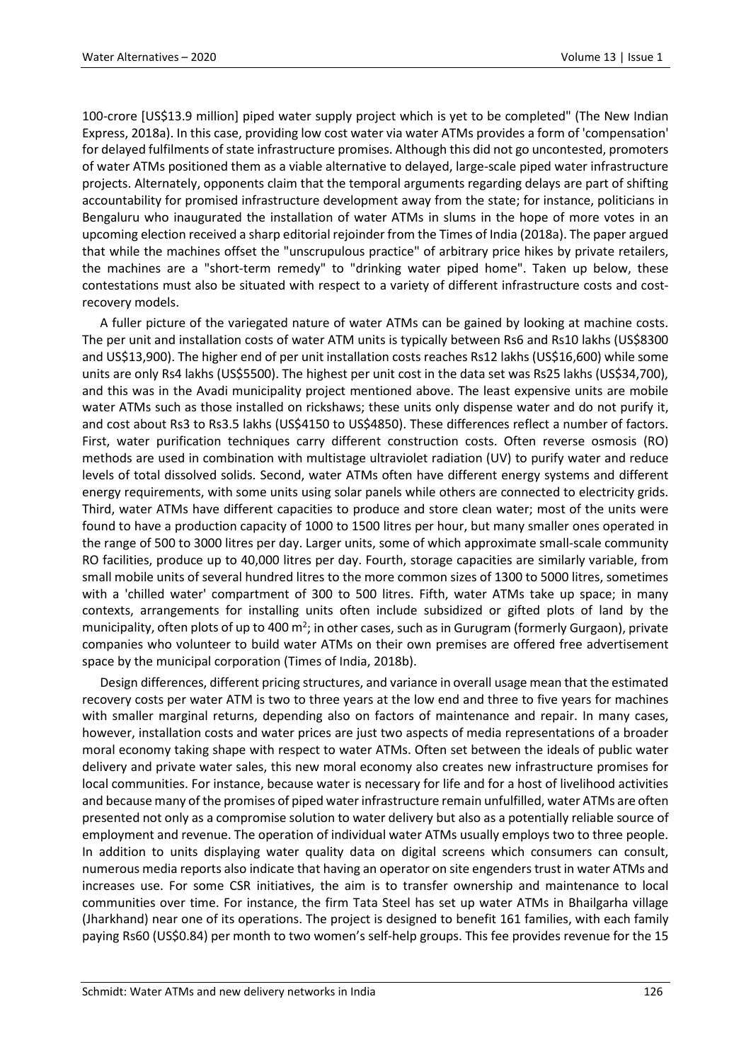100-crore [US$13.9 million] piped water supply project which is yet to be completed" (The New Indian Express, 2018a). In this case, providing low cost water via water ATMs provides a form of 'compensation' for delayed fulfilments of state infrastructure promises. Although this did not go uncontested, promoters of water ATMs positioned them as a viable alternative to delayed, large-scale piped water infrastructure projects. Alternately, opponents claim that the temporal arguments regarding delays are part of shifting accountability for promised infrastructure development away from the state; for instance, politicians in Bengaluru who inaugurated the installation of water ATMs in slums in the hope of more votes in an upcoming election received a sharp editorial rejoinder from the Times of India (2018a). The paper argued that while the machines offset the "unscrupulous practice" of arbitrary price hikes by private retailers, the machines are a "short-term remedy" to "drinking water piped home". Taken up below, these contestations must also be situated with respect to a variety of different infrastructure costs and cost-recovery models.

A fuller picture of the variegated nature of water ATMs can be gained by looking at machine costs. The per unit and installation costs of water ATM units is typically between Rs6 and Rs10 lakhs (US$8300 and US$13,900). The higher end of per unit installation costs reaches Rs12 lakhs (US$16,600) while some units are only Rs4 lakhs (US$5500). The highest per unit cost in the data set was Rs25 lakhs (US$34,700), and this was in the Avadi municipality project mentioned above. The least expensive units are mobile water ATMs such as those installed on rickshaws; these units only dispense water and do not purify it, and cost about Rs3 to Rs3.5 lakhs (US$4150 to US$4850). These differences reflect a number of factors. First, water purification techniques carry different construction costs. Often reverse osmosis (RO) methods are used in combination with multistage ultraviolet radiation (UV) to purify water and reduce levels of total dissolved solids. Second, water ATMs often have different energy systems and different energy requirements, with some units using solar panels while others are connected to electricity grids. Third, water ATMs have different capacities to produce and store clean water; most of the units were found to have a production capacity of 1000 to 1500 litres per hour, but many smaller ones operated in the range of 500 to 3000 litres per day. Larger units, some of which approximate small-scale community RO facilities, produce up to 40,000 litres per day. Fourth, storage capacities are similarly variable, from small mobile units of several hundred litres to the more common sizes of 1300 to 5000 litres, sometimes with a 'chilled water' compartment of 300 to 500 litres. Fifth, water ATMs take up space; in many contexts, arrangements for installing units often include subsidized or gifted plots of land by the municipality, often plots of up to 400 m$^2$; in other cases, such as in Gurugram (formerly Gurgaon), private companies who volunteer to build water ATMs on their own premises are offered free advertisement space by the municipal corporation (Times of India, 2018b).

Design differences, different pricing structures, and variance in overall usage mean that the estimated recovery costs per water ATM is two to three years at the low end and three to five years for machines with smaller marginal returns, depending also on factors of maintenance and repair. In many cases, however, installation costs and water prices are just two aspects of media representations of a broader moral economy taking shape with respect to water ATMs. Often set between the ideals of public water delivery and private water sales, this new moral economy also creates new infrastructure promises for local communities. For instance, because water is necessary for life and for a host of livelihood activities and because many of the promises of piped water infrastructure remain unfulfilled, water ATMs are often presented not only as a compromise solution to water delivery but also as a potentially reliable source of employment and revenue. The operation of individual water ATMs usually employs two to three people. In addition to units displaying water quality data on digital screens which consumers can consult, numerous media reports also indicate that having an operator on site engenders trust in water ATMs and increases use. For some CSR initiatives, the aim is to transfer ownership and maintenance to local communities over time. For instance, the firm Tata Steel has set up water ATMs in Bhailgarha village (Jharkhand) near one of its operations. The project is designed to benefit 161 families, with each family paying Rs60 (US$0.84) per month to two women's self-help groups. This fee provides revenue for the 15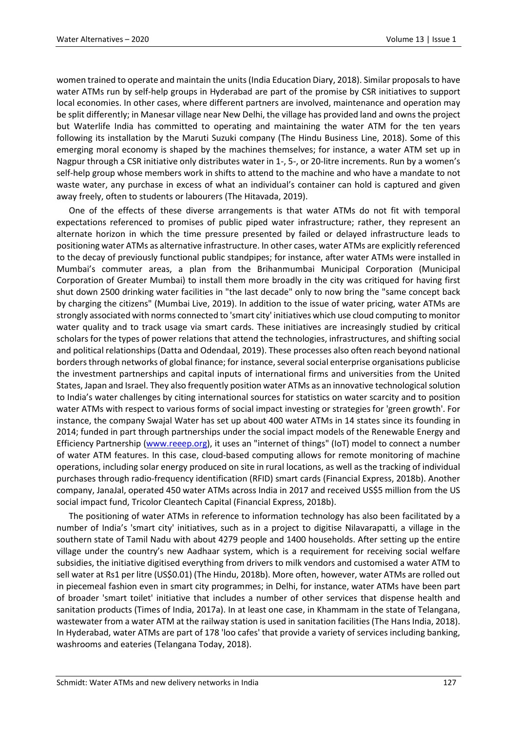women trained to operate and maintain the units (India Education Diary, 2018). Similar proposals to have water ATMs run by self-help groups in Hyderabad are part of the promise by CSR initiatives to support local economies. In other cases, where different partners are involved, maintenance and operation may be split differently; in Manesar village near New Delhi, the village has provided land and owns the project but Waterlife India has committed to operating and maintaining the water ATM for the ten years following its installation by the Maruti Suzuki company (The Hindu Business Line, 2018). Some of this emerging moral economy is shaped by the machines themselves; for instance, a water ATM set up in Nagpur through a CSR initiative only distributes water in 1-, 5-, or 20-litre increments. Run by a women's self-help group whose members work in shifts to attend to the machine and who have a mandate to not waste water, any purchase in excess of what an individual's container can hold is captured and given away freely, often to students or labourers (The Hitavada, 2019).

One of the effects of these diverse arrangements is that water ATMs do not fit with temporal expectations referenced to promises of public piped water infrastructure; rather, they represent an alternate horizon in which the time pressure presented by failed or delayed infrastructure leads to positioning water ATMs as alternative infrastructure. In other cases, water ATMs are explicitly referenced to the decay of previously functional public standpipes; for instance, after water ATMs were installed in Mumbai's commuter areas, a plan from the Brihanmumbai Municipal Corporation (Municipal Corporation of Greater Mumbai) to install them more broadly in the city was critiqued for having first shut down 2500 drinking water facilities in "the last decade" only to now bring the "same concept back by charging the citizens" (Mumbai Live, 2019). In addition to the issue of water pricing, water ATMs are strongly associated with norms connected to 'smart city' initiatives which use cloud computing to monitor water quality and to track usage via smart cards. These initiatives are increasingly studied by critical scholars for the types of power relations that attend the technologies, infrastructures, and shifting social and political relationships (Datta and Odendaal, 2019). These processes also often reach beyond national borders through networks of global finance; for instance, several social enterprise organisations publicise the investment partnerships and capital inputs of international firms and universities from the United States, Japan and Israel. They also frequently position water ATMs as an innovative technological solution to India's water challenges by citing international sources for statistics on water scarcity and to position water ATMs with respect to various forms of social impact investing or strategies for 'green growth'. For instance, the company Swajal Water has set up about 400 water ATMs in 14 states since its founding in 2014; funded in part through partnerships under the social impact models of the Renewable Energy and Efficiency Partnership (www.reeep.org), it uses an "internet of things" (IoT) model to connect a number of water ATM features. In this case, cloud-based computing allows for remote monitoring of machine operations, including solar energy produced on site in rural locations, as well as the tracking of individual purchases through radio-frequency identification (RFID) smart cards (Financial Express, 2018b). Another company, JanaJal, operated 450 water ATMs across India in 2017 and received US$5 million from the US social impact fund, Tricolor Cleantech Capital (Financial Express, 2018b).

The positioning of water ATMs in reference to information technology has also been facilitated by a number of India's 'smart city' initiatives, such as in a project to digitise Nilavarapatti, a village in the southern state of Tamil Nadu with about 4279 people and 1400 households. After setting up the entire village under the country's new Aadhaar system, which is a requirement for receiving social welfare subsidies, the initiative digitised everything from drivers to milk vendors and customised a water ATM to sell water at Rs1 per litre (US$0.01) (The Hindu, 2018b). More often, however, water ATMs are rolled out in piecemeal fashion even in smart city programmes; in Delhi, for instance, water ATMs have been part of broader 'smart toilet' initiative that includes a number of other services that dispense health and sanitation products (Times of India, 2017a). In at least one case, in Khammam in the state of Telangana, wastewater from a water ATM at the railway station is used in sanitation facilities (The Hans India, 2018). In Hyderabad, water ATMs are part of 178 'loo cafes' that provide a variety of services including banking, washrooms and eateries (Telangana Today, 2018).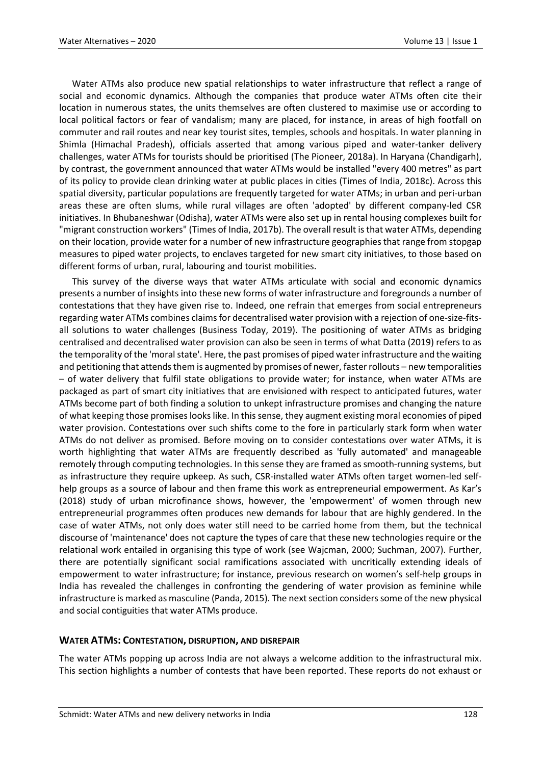Water ATMs also produce new spatial relationships to water infrastructure that reflect a range of social and economic dynamics. Although the companies that produce water ATMs often cite their location in numerous states, the units themselves are often clustered to maximise use or according to local political factors or fear of vandalism; many are placed, for instance, in areas of high footfall on commuter and rail routes and near key tourist sites, temples, schools and hospitals. In water planning in Shimla (Himachal Pradesh), officials asserted that among various piped and water-tanker delivery challenges, water ATMs for tourists should be prioritised (The Pioneer, 2018a). In Haryana (Chandigarh), by contrast, the government announced that water ATMs would be installed "every 400 metres" as part of its policy to provide clean drinking water at public places in cities (Times of India, 2018c). Across this spatial diversity, particular populations are frequently targeted for water ATMs; in urban and peri-urban areas these are often slums, while rural villages are often 'adopted' by different company-led CSR initiatives. In Bhubaneshwar (Odisha), water ATMs were also set up in rental housing complexes built for "migrant construction workers" (Times of India, 2017b). The overall result is that water ATMs, depending on their location, provide water for a number of new infrastructure geographies that range from stopgap measures to piped water projects, to enclaves targeted for new smart city initiatives, to those based on different forms of urban, rural, labouring and tourist mobilities.

This survey of the diverse ways that water ATMs articulate with social and economic dynamics presents a number of insights into these new forms of water infrastructure and foregrounds a number of contestations that they have given rise to. Indeed, one refrain that emerges from social entrepreneurs regarding water ATMs combines claims for decentralised water provision with a rejection of one-size-fits-all solutions to water challenges (Business Today, 2019). The positioning of water ATMs as bridging centralised and decentralised water provision can also be seen in terms of what Datta (2019) refers to as the temporality of the 'moral state'. Here, the past promises of piped water infrastructure and the waiting and petitioning that attends them is augmented by promises of newer, faster rollouts – new temporalities – of water delivery that fulfil state obligations to provide water; for instance, when water ATMs are packaged as part of smart city initiatives that are envisioned with respect to anticipated futures, water ATMs become part of both finding a solution to unkept infrastructure promises and changing the nature of what keeping those promises looks like. In this sense, they augment existing moral economies of piped water provision. Contestations over such shifts come to the fore in particularly stark form when water ATMs do not deliver as promised. Before moving on to consider contestations over water ATMs, it is worth highlighting that water ATMs are frequently described as 'fully automated' and manageable remotely through computing technologies. In this sense they are framed as smooth-running systems, but as infrastructure they require upkeep. As such, CSR-installed water ATMs often target women-led self-help groups as a source of labour and then frame this work as entrepreneurial empowerment. As Kar's (2018) study of urban microfinance shows, however, the 'empowerment' of women through new entrepreneurial programmes often produces new demands for labour that are highly gendered. In the case of water ATMs, not only does water still need to be carried home from them, but the technical discourse of 'maintenance' does not capture the types of care that these new technologies require or the relational work entailed in organising this type of work (see Wajcman, 2000; Suchman, 2007). Further, there are potentially significant social ramifications associated with uncritically extending ideals of empowerment to water infrastructure; for instance, previous research on women's self-help groups in India has revealed the challenges in confronting the gendering of water provision as feminine while infrastructure is marked as masculine (Panda, 2015). The next section considers some of the new physical and social contiguities that water ATMs produce.

## WATER ATMS: CONTESTATION, DISRUPTION, AND DISREPAIR

The water ATMs popping up across India are not always a welcome addition to the infrastructural mix. This section highlights a number of contests that have been reported. These reports do not exhaust or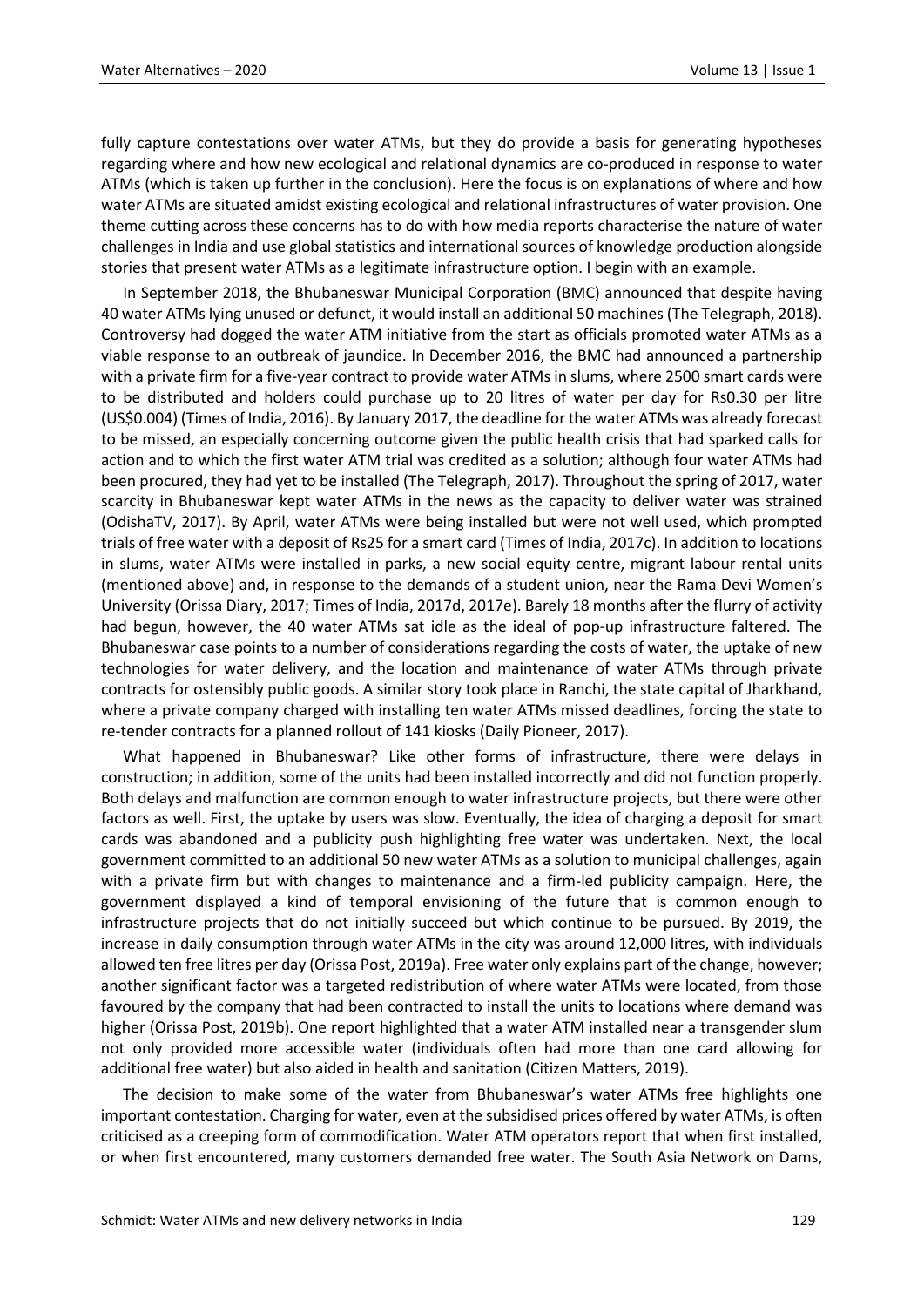fully capture contestations over water ATMs, but they do provide a basis for generating hypotheses regarding where and how new ecological and relational dynamics are co-produced in response to water ATMs (which is taken up further in the conclusion). Here the focus is on explanations of where and how water ATMs are situated amidst existing ecological and relational infrastructures of water provision. One theme cutting across these concerns has to do with how media reports characterise the nature of water challenges in India and use global statistics and international sources of knowledge production alongside stories that present water ATMs as a legitimate infrastructure option. I begin with an example.

In September 2018, the Bhubaneswar Municipal Corporation (BMC) announced that despite having 40 water ATMs lying unused or defunct, it would install an additional 50 machines (The Telegraph, 2018). Controversy had dogged the water ATM initiative from the start as officials promoted water ATMs as a viable response to an outbreak of jaundice. In December 2016, the BMC had announced a partnership with a private firm for a five-year contract to provide water ATMs in slums, where 2500 smart cards were to be distributed and holders could purchase up to 20 litres of water per day for Rs0.30 per litre (US$0.004) (Times of India, 2016). By January 2017, the deadline for the water ATMs was already forecast to be missed, an especially concerning outcome given the public health crisis that had sparked calls for action and to which the first water ATM trial was credited as a solution; although four water ATMs had been procured, they had yet to be installed (The Telegraph, 2017). Throughout the spring of 2017, water scarcity in Bhubaneswar kept water ATMs in the news as the capacity to deliver water was strained (OdishaTV, 2017). By April, water ATMs were being installed but were not well used, which prompted trials of free water with a deposit of Rs25 for a smart card (Times of India, 2017c). In addition to locations in slums, water ATMs were installed in parks, a new social equity centre, migrant labour rental units (mentioned above) and, in response to the demands of a student union, near the Rama Devi Women's University (Orissa Diary, 2017; Times of India, 2017d, 2017e). Barely 18 months after the flurry of activity had begun, however, the 40 water ATMs sat idle as the ideal of pop-up infrastructure faltered. The Bhubaneswar case points to a number of considerations regarding the costs of water, the uptake of new technologies for water delivery, and the location and maintenance of water ATMs through private contracts for ostensibly public goods. A similar story took place in Ranchi, the state capital of Jharkhand, where a private company charged with installing ten water ATMs missed deadlines, forcing the state to re-tender contracts for a planned rollout of 141 kiosks (Daily Pioneer, 2017).

What happened in Bhubaneswar? Like other forms of infrastructure, there were delays in construction; in addition, some of the units had been installed incorrectly and did not function properly. Both delays and malfunction are common enough to water infrastructure projects, but there were other factors as well. First, the uptake by users was slow. Eventually, the idea of charging a deposit for smart cards was abandoned and a publicity push highlighting free water was undertaken. Next, the local government committed to an additional 50 new water ATMs as a solution to municipal challenges, again with a private firm but with changes to maintenance and a firm-led publicity campaign. Here, the government displayed a kind of temporal envisioning of the future that is common enough to infrastructure projects that do not initially succeed but which continue to be pursued. By 2019, the increase in daily consumption through water ATMs in the city was around 12,000 litres, with individuals allowed ten free litres per day (Orissa Post, 2019a). Free water only explains part of the change, however; another significant factor was a targeted redistribution of where water ATMs were located, from those favoured by the company that had been contracted to install the units to locations where demand was higher (Orissa Post, 2019b). One report highlighted that a water ATM installed near a transgender slum not only provided more accessible water (individuals often had more than one card allowing for additional free water) but also aided in health and sanitation (Citizen Matters, 2019).

The decision to make some of the water from Bhubaneswar's water ATMs free highlights one important contestation. Charging for water, even at the subsidised prices offered by water ATMs, is often criticised as a creeping form of commodification. Water ATM operators report that when first installed, or when first encountered, many customers demanded free water. The South Asia Network on Dams,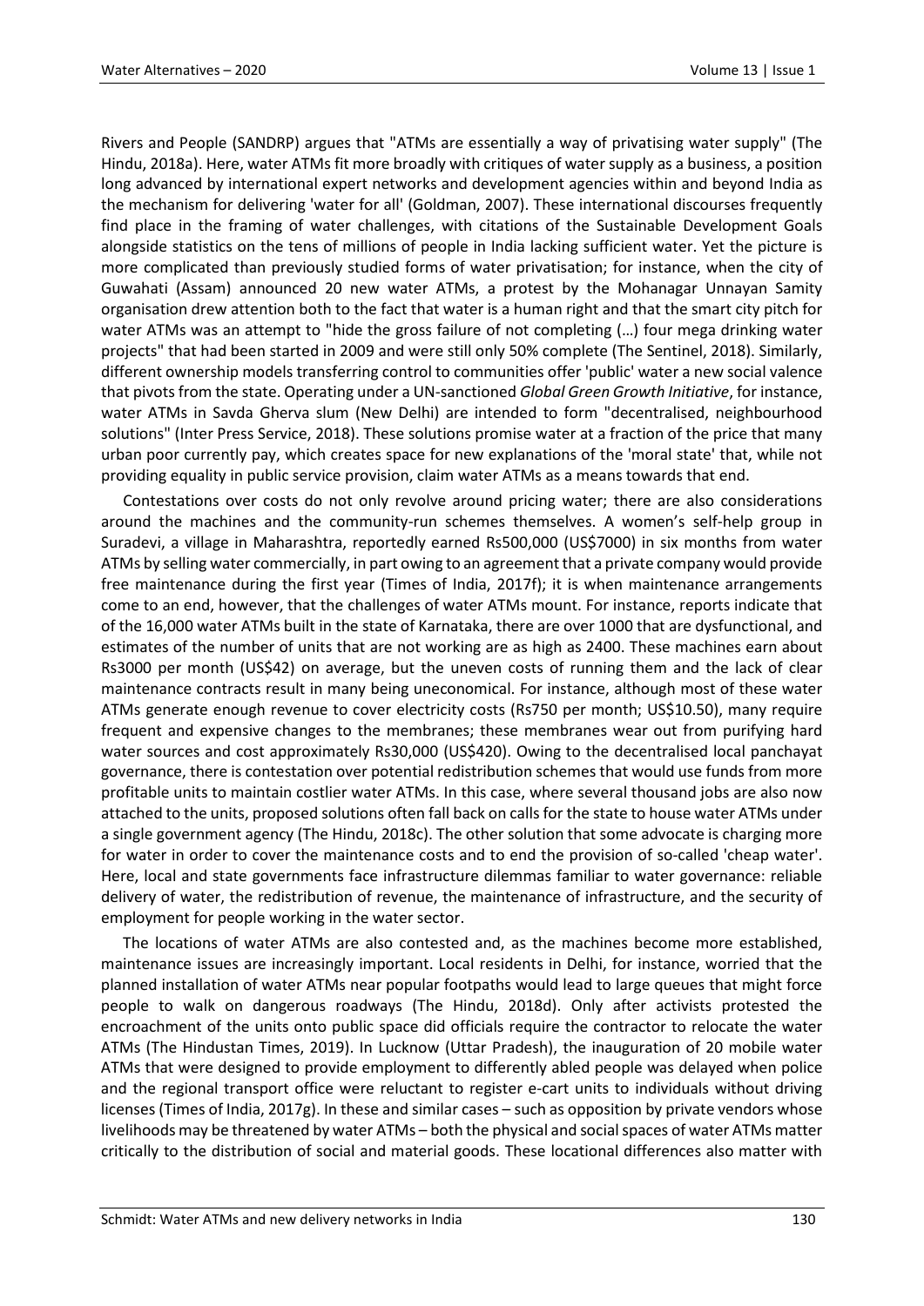Rivers and People (SANDRP) argues that "ATMs are essentially a way of privatising water supply" (The Hindu, 2018a). Here, water ATMs fit more broadly with critiques of water supply as a business, a position long advanced by international expert networks and development agencies within and beyond India as the mechanism for delivering 'water for all' (Goldman, 2007). These international discourses frequently find place in the framing of water challenges, with citations of the Sustainable Development Goals alongside statistics on the tens of millions of people in India lacking sufficient water. Yet the picture is more complicated than previously studied forms of water privatisation; for instance, when the city of Guwahati (Assam) announced 20 new water ATMs, a protest by the Mohanagar Unnayan Samity organisation drew attention both to the fact that water is a human right and that the smart city pitch for water ATMs was an attempt to "hide the gross failure of not completing (…) four mega drinking water projects" that had been started in 2009 and were still only 50% complete (The Sentinel, 2018). Similarly, different ownership models transferring control to communities offer 'public' water a new social valence that pivots from the state. Operating under a UN-sanctioned *Global Green Growth Initiative*, for instance, water ATMs in Savda Gherva slum (New Delhi) are intended to form "decentralised, neighbourhood solutions" (Inter Press Service, 2018). These solutions promise water at a fraction of the price that many urban poor currently pay, which creates space for new explanations of the 'moral state' that, while not providing equality in public service provision, claim water ATMs as a means towards that end.

Contestations over costs do not only revolve around pricing water; there are also considerations around the machines and the community-run schemes themselves. A women's self-help group in Suradevi, a village in Maharashtra, reportedly earned Rs500,000 (US$7000) in six months from water ATMs by selling water commercially, in part owing to an agreement that a private company would provide free maintenance during the first year (Times of India, 2017f); it is when maintenance arrangements come to an end, however, that the challenges of water ATMs mount. For instance, reports indicate that of the 16,000 water ATMs built in the state of Karnataka, there are over 1000 that are dysfunctional, and estimates of the number of units that are not working are as high as 2400. These machines earn about Rs3000 per month (US$42) on average, but the uneven costs of running them and the lack of clear maintenance contracts result in many being uneconomical. For instance, although most of these water ATMs generate enough revenue to cover electricity costs (Rs750 per month; US$10.50), many require frequent and expensive changes to the membranes; these membranes wear out from purifying hard water sources and cost approximately Rs30,000 (US$420). Owing to the decentralised local panchayat governance, there is contestation over potential redistribution schemes that would use funds from more profitable units to maintain costlier water ATMs. In this case, where several thousand jobs are also now attached to the units, proposed solutions often fall back on calls for the state to house water ATMs under a single government agency (The Hindu, 2018c). The other solution that some advocate is charging more for water in order to cover the maintenance costs and to end the provision of so-called 'cheap water'. Here, local and state governments face infrastructure dilemmas familiar to water governance: reliable delivery of water, the redistribution of revenue, the maintenance of infrastructure, and the security of employment for people working in the water sector.

The locations of water ATMs are also contested and, as the machines become more established, maintenance issues are increasingly important. Local residents in Delhi, for instance, worried that the planned installation of water ATMs near popular footpaths would lead to large queues that might force people to walk on dangerous roadways (The Hindu, 2018d). Only after activists protested the encroachment of the units onto public space did officials require the contractor to relocate the water ATMs (The Hindustan Times, 2019). In Lucknow (Uttar Pradesh), the inauguration of 20 mobile water ATMs that were designed to provide employment to differently abled people was delayed when police and the regional transport office were reluctant to register e-cart units to individuals without driving licenses (Times of India, 2017g). In these and similar cases – such as opposition by private vendors whose livelihoods may be threatened by water ATMs – both the physical and social spaces of water ATMs matter critically to the distribution of social and material goods. These locational differences also matter with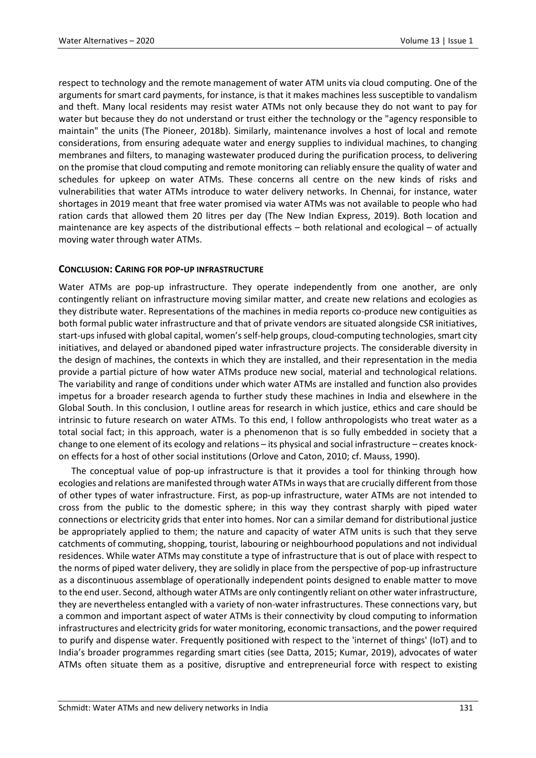respect to technology and the remote management of water ATM units via cloud computing. One of the arguments for smart card payments, for instance, is that it makes machines less susceptible to vandalism and theft. Many local residents may resist water ATMs not only because they do not want to pay for water but because they do not understand or trust either the technology or the "agency responsible to maintain" the units (The Pioneer, 2018b). Similarly, maintenance involves a host of local and remote considerations, from ensuring adequate water and energy supplies to individual machines, to changing membranes and filters, to managing wastewater produced during the purification process, to delivering on the promise that cloud computing and remote monitoring can reliably ensure the quality of water and schedules for upkeep on water ATMs. These concerns all centre on the new kinds of risks and vulnerabilities that water ATMs introduce to water delivery networks. In Chennai, for instance, water shortages in 2019 meant that free water promised via water ATMs was not available to people who had ration cards that allowed them 20 litres per day (The New Indian Express, 2019). Both location and maintenance are key aspects of the distributional effects – both relational and ecological – of actually moving water through water ATMs.

## CONCLUSION: CARING FOR POP-UP INFRASTRUCTURE

Water ATMs are pop-up infrastructure. They operate independently from one another, are only contingently reliant on infrastructure moving similar matter, and create new relations and ecologies as they distribute water. Representations of the machines in media reports co-produce new contiguities as both formal public water infrastructure and that of private vendors are situated alongside CSR initiatives, start-ups infused with global capital, women's self-help groups, cloud-computing technologies, smart city initiatives, and delayed or abandoned piped water infrastructure projects. The considerable diversity in the design of machines, the contexts in which they are installed, and their representation in the media provide a partial picture of how water ATMs produce new social, material and technological relations. The variability and range of conditions under which water ATMs are installed and function also provides impetus for a broader research agenda to further study these machines in India and elsewhere in the Global South. In this conclusion, I outline areas for research in which justice, ethics and care should be intrinsic to future research on water ATMs. To this end, I follow anthropologists who treat water as a total social fact; in this approach, water is a phenomenon that is so fully embedded in society that a change to one element of its ecology and relations – its physical and social infrastructure – creates knock-on effects for a host of other social institutions (Orlove and Caton, 2010; cf. Mauss, 1990).

The conceptual value of pop-up infrastructure is that it provides a tool for thinking through how ecologies and relations are manifested through water ATMs in ways that are crucially different from those of other types of water infrastructure. First, as pop-up infrastructure, water ATMs are not intended to cross from the public to the domestic sphere; in this way they contrast sharply with piped water connections or electricity grids that enter into homes. Nor can a similar demand for distributional justice be appropriately applied to them; the nature and capacity of water ATM units is such that they serve catchments of commuting, shopping, tourist, labouring or neighbourhood populations and not individual residences. While water ATMs may constitute a type of infrastructure that is out of place with respect to the norms of piped water delivery, they are solidly in place from the perspective of pop-up infrastructure as a discontinuous assemblage of operationally independent points designed to enable matter to move to the end user. Second, although water ATMs are only contingently reliant on other water infrastructure, they are nevertheless entangled with a variety of non-water infrastructures. These connections vary, but a common and important aspect of water ATMs is their connectivity by cloud computing to information infrastructures and electricity grids for water monitoring, economic transactions, and the power required to purify and dispense water. Frequently positioned with respect to the 'internet of things' (IoT) and to India's broader programmes regarding smart cities (see Datta, 2015; Kumar, 2019), advocates of water ATMs often situate them as a positive, disruptive and entrepreneurial force with respect to existing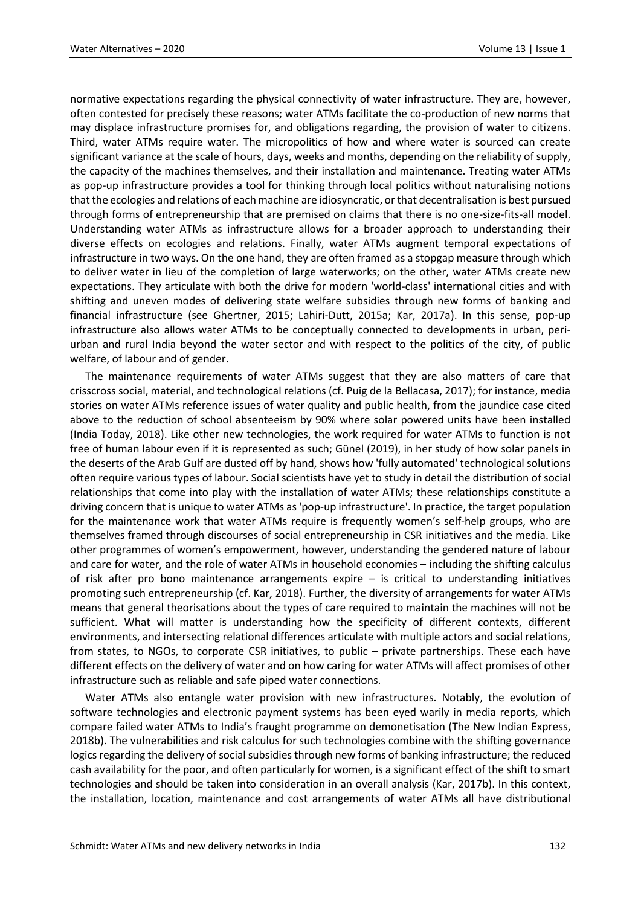normative expectations regarding the physical connectivity of water infrastructure. They are, however, often contested for precisely these reasons; water ATMs facilitate the co-production of new norms that may displace infrastructure promises for, and obligations regarding, the provision of water to citizens. Third, water ATMs require water. The micropolitics of how and where water is sourced can create significant variance at the scale of hours, days, weeks and months, depending on the reliability of supply, the capacity of the machines themselves, and their installation and maintenance. Treating water ATMs as pop-up infrastructure provides a tool for thinking through local politics without naturalising notions that the ecologies and relations of each machine are idiosyncratic, or that decentralisation is best pursued through forms of entrepreneurship that are premised on claims that there is no one-size-fits-all model. Understanding water ATMs as infrastructure allows for a broader approach to understanding their diverse effects on ecologies and relations. Finally, water ATMs augment temporal expectations of infrastructure in two ways. On the one hand, they are often framed as a stopgap measure through which to deliver water in lieu of the completion of large waterworks; on the other, water ATMs create new expectations. They articulate with both the drive for modern 'world-class' international cities and with shifting and uneven modes of delivering state welfare subsidies through new forms of banking and financial infrastructure (see Ghertner, 2015; Lahiri-Dutt, 2015a; Kar, 2017a). In this sense, pop-up infrastructure also allows water ATMs to be conceptually connected to developments in urban, peri-urban and rural India beyond the water sector and with respect to the politics of the city, of public welfare, of labour and of gender.

The maintenance requirements of water ATMs suggest that they are also matters of care that crisscross social, material, and technological relations (cf. Puig de la Bellacasa, 2017); for instance, media stories on water ATMs reference issues of water quality and public health, from the jaundice case cited above to the reduction of school absenteeism by 90% where solar powered units have been installed (India Today, 2018). Like other new technologies, the work required for water ATMs to function is not free of human labour even if it is represented as such; Günel (2019), in her study of how solar panels in the deserts of the Arab Gulf are dusted off by hand, shows how 'fully automated' technological solutions often require various types of labour. Social scientists have yet to study in detail the distribution of social relationships that come into play with the installation of water ATMs; these relationships constitute a driving concern that is unique to water ATMs as 'pop-up infrastructure'. In practice, the target population for the maintenance work that water ATMs require is frequently women's self-help groups, who are themselves framed through discourses of social entrepreneurship in CSR initiatives and the media. Like other programmes of women's empowerment, however, understanding the gendered nature of labour and care for water, and the role of water ATMs in household economies – including the shifting calculus of risk after pro bono maintenance arrangements expire – is critical to understanding initiatives promoting such entrepreneurship (cf. Kar, 2018). Further, the diversity of arrangements for water ATMs means that general theorisations about the types of care required to maintain the machines will not be sufficient. What will matter is understanding how the specificity of different contexts, different environments, and intersecting relational differences articulate with multiple actors and social relations, from states, to NGOs, to corporate CSR initiatives, to public – private partnerships. These each have different effects on the delivery of water and on how caring for water ATMs will affect promises of other infrastructure such as reliable and safe piped water connections.

Water ATMs also entangle water provision with new infrastructures. Notably, the evolution of software technologies and electronic payment systems has been eyed warily in media reports, which compare failed water ATMs to India's fraught programme on demonetisation (The New Indian Express, 2018b). The vulnerabilities and risk calculus for such technologies combine with the shifting governance logics regarding the delivery of social subsidies through new forms of banking infrastructure; the reduced cash availability for the poor, and often particularly for women, is a significant effect of the shift to smart technologies and should be taken into consideration in an overall analysis (Kar, 2017b). In this context, the installation, location, maintenance and cost arrangements of water ATMs all have distributional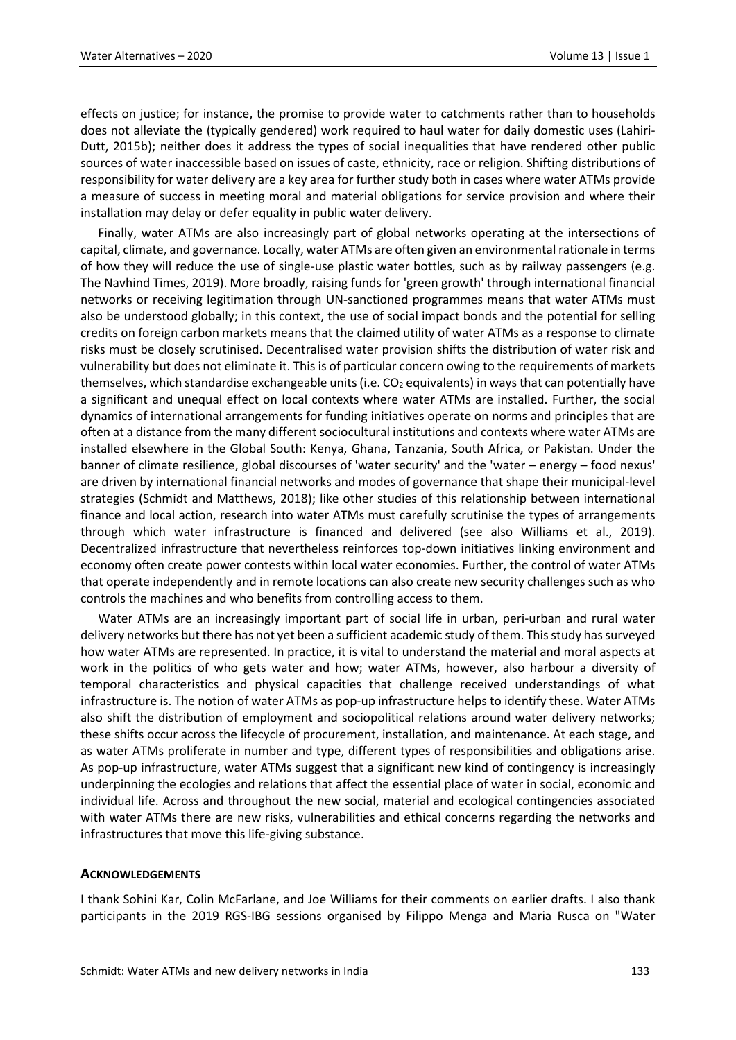effects on justice; for instance, the promise to provide water to catchments rather than to households does not alleviate the (typically gendered) work required to haul water for daily domestic uses (Lahiri-Dutt, 2015b); neither does it address the types of social inequalities that have rendered other public sources of water inaccessible based on issues of caste, ethnicity, race or religion. Shifting distributions of responsibility for water delivery are a key area for further study both in cases where water ATMs provide a measure of success in meeting moral and material obligations for service provision and where their installation may delay or defer equality in public water delivery.

Finally, water ATMs are also increasingly part of global networks operating at the intersections of capital, climate, and governance. Locally, water ATMs are often given an environmental rationale in terms of how they will reduce the use of single-use plastic water bottles, such as by railway passengers (e.g. The Navhind Times, 2019). More broadly, raising funds for 'green growth' through international financial networks or receiving legitimation through UN-sanctioned programmes means that water ATMs must also be understood globally; in this context, the use of social impact bonds and the potential for selling credits on foreign carbon markets means that the claimed utility of water ATMs as a response to climate risks must be closely scrutinised. Decentralised water provision shifts the distribution of water risk and vulnerability but does not eliminate it. This is of particular concern owing to the requirements of markets themselves, which standardise exchangeable units (i.e. $CO_2$ equivalents) in ways that can potentially have a significant and unequal effect on local contexts where water ATMs are installed. Further, the social dynamics of international arrangements for funding initiatives operate on norms and principles that are often at a distance from the many different sociocultural institutions and contexts where water ATMs are installed elsewhere in the Global South: Kenya, Ghana, Tanzania, South Africa, or Pakistan. Under the banner of climate resilience, global discourses of 'water security' and the 'water – energy – food nexus' are driven by international financial networks and modes of governance that shape their municipal-level strategies (Schmidt and Matthews, 2018); like other studies of this relationship between international finance and local action, research into water ATMs must carefully scrutinise the types of arrangements through which water infrastructure is financed and delivered (see also Williams et al., 2019). Decentralized infrastructure that nevertheless reinforces top-down initiatives linking environment and economy often create power contests within local water economies. Further, the control of water ATMs that operate independently and in remote locations can also create new security challenges such as who controls the machines and who benefits from controlling access to them.

Water ATMs are an increasingly important part of social life in urban, peri-urban and rural water delivery networks but there has not yet been a sufficient academic study of them. This study has surveyed how water ATMs are represented. In practice, it is vital to understand the material and moral aspects at work in the politics of who gets water and how; water ATMs, however, also harbour a diversity of temporal characteristics and physical capacities that challenge received understandings of what infrastructure is. The notion of water ATMs as pop-up infrastructure helps to identify these. Water ATMs also shift the distribution of employment and sociopolitical relations around water delivery networks; these shifts occur across the lifecycle of procurement, installation, and maintenance. At each stage, and as water ATMs proliferate in number and type, different types of responsibilities and obligations arise. As pop-up infrastructure, water ATMs suggest that a significant new kind of contingency is increasingly underpinning the ecologies and relations that affect the essential place of water in social, economic and individual life. Across and throughout the new social, material and ecological contingencies associated with water ATMs there are new risks, vulnerabilities and ethical concerns regarding the networks and infrastructures that move this life-giving substance.

## ACKNOWLEDGEMENTS

I thank Sohini Kar, Colin McFarlane, and Joe Williams for their comments on earlier drafts. I also thank participants in the 2019 RGS-IBG sessions organised by Filippo Menga and Maria Rusca on "Water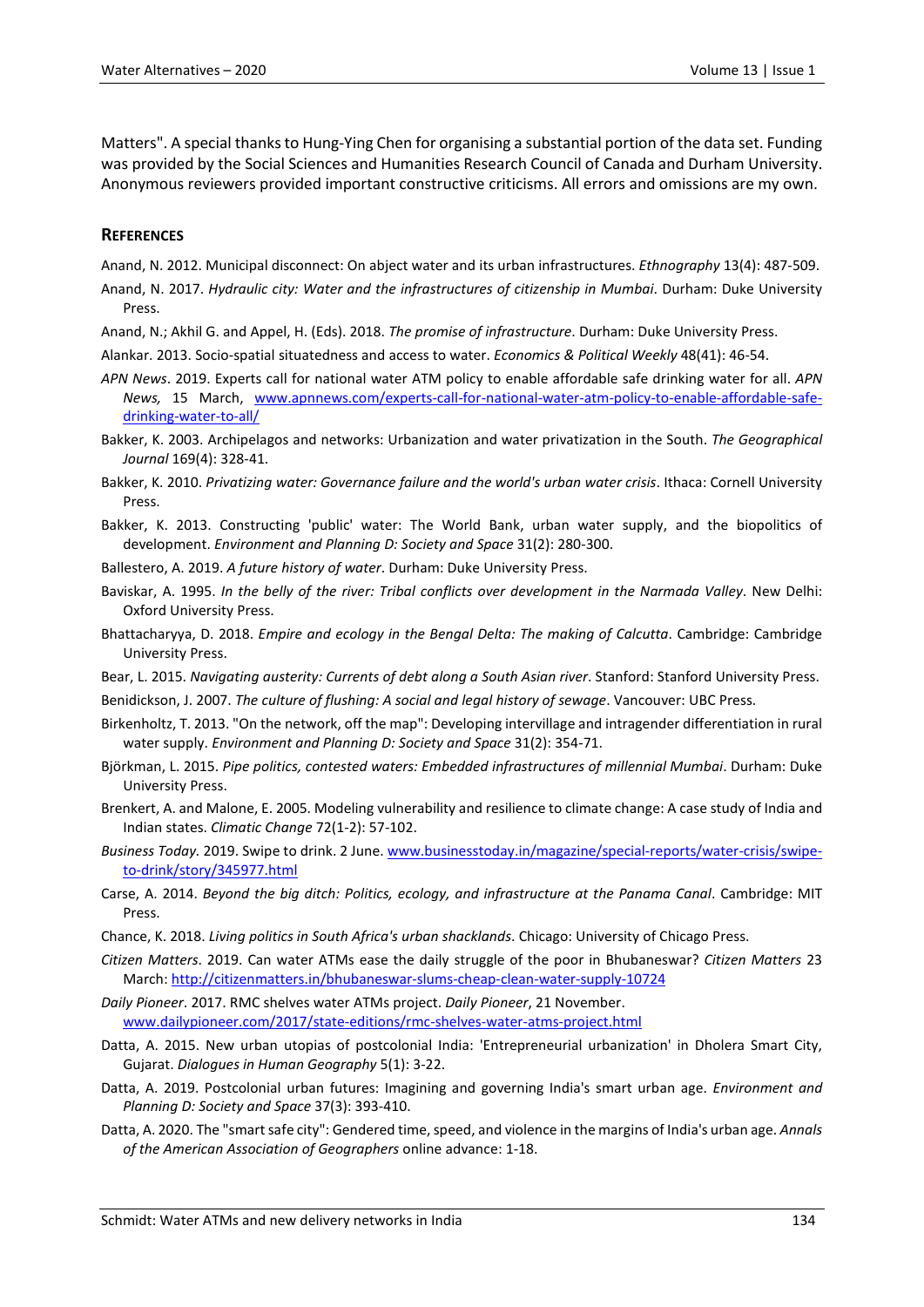Matters". A special thanks to Hung-Ying Chen for organising a substantial portion of the data set. Funding was provided by the Social Sciences and Humanities Research Council of Canada and Durham University. Anonymous reviewers provided important constructive criticisms. All errors and omissions are my own.

## REFERENCES

Anand, N. 2012. Municipal disconnect: On abject water and its urban infrastructures. *Ethnography* 13(4): 487-509.

Anand, N. 2017. *Hydraulic city: Water and the infrastructures of citizenship in Mumbai*. Durham: Duke University Press.

Anand, N.; Akhil G. and Appel, H. (Eds). 2018. *The promise of infrastructure*. Durham: Duke University Press.

Alankar. 2013. Socio-spatial situatedness and access to water. *Economics & Political Weekly* 48(41): 46-54.

*APN News*. 2019. Experts call for national water ATM policy to enable affordable safe drinking water for all. *APN News,* 15 March, www.apnnews.com/experts-call-for-national-water-atm-policy-to-enable-affordable-safe-drinking-water-to-all/

Bakker, K. 2003. Archipelagos and networks: Urbanization and water privatization in the South. *The Geographical Journal* 169(4): 328-41.

Bakker, K. 2010. *Privatizing water: Governance failure and the world's urban water crisis*. Ithaca: Cornell University Press.

Bakker, K. 2013. Constructing 'public' water: The World Bank, urban water supply, and the biopolitics of development. *Environment and Planning D: Society and Space* 31(2): 280-300.

Ballestero, A. 2019. *A future history of water*. Durham: Duke University Press.

Baviskar, A. 1995. *In the belly of the river: Tribal conflicts over development in the Narmada Valley*. New Delhi: Oxford University Press.

Bhattacharyya, D. 2018. *Empire and ecology in the Bengal Delta: The making of Calcutta*. Cambridge: Cambridge University Press.

Bear, L. 2015. *Navigating austerity: Currents of debt along a South Asian river*. Stanford: Stanford University Press.

Benidickson, J. 2007. *The culture of flushing: A social and legal history of sewage*. Vancouver: UBC Press.

Birkenholtz, T. 2013. "On the network, off the map": Developing intervillage and intragender differentiation in rural water supply. *Environment and Planning D: Society and Space* 31(2): 354-71.

Björkman, L. 2015. *Pipe politics, contested waters: Embedded infrastructures of millennial Mumbai*. Durham: Duke University Press.

Brenkert, A. and Malone, E. 2005. Modeling vulnerability and resilience to climate change: A case study of India and Indian states. *Climatic Change* 72(1-2): 57-102.

*Business Today*. 2019. Swipe to drink. 2 June. www.businesstoday.in/magazine/special-reports/water-crisis/swipe-to-drink/story/345977.html

Carse, A. 2014. *Beyond the big ditch: Politics, ecology, and infrastructure at the Panama Canal*. Cambridge: MIT Press.

Chance, K. 2018. *Living politics in South Africa's urban shacklands*. Chicago: University of Chicago Press.

*Citizen Matters*. 2019. Can water ATMs ease the daily struggle of the poor in Bhubaneswar? *Citizen Matters* 23 March: http://citizenmatters.in/bhubaneswar-slums-cheap-clean-water-supply-10724

*Daily Pioneer*. 2017. RMC shelves water ATMs project. *Daily Pioneer*, 21 November. www.dailypioneer.com/2017/state-editions/rmc-shelves-water-atms-project.html

Datta, A. 2015. New urban utopias of postcolonial India: 'Entrepreneurial urbanization' in Dholera Smart City, Gujarat. *Dialogues in Human Geography* 5(1): 3-22.

Datta, A. 2019. Postcolonial urban futures: Imagining and governing India's smart urban age. *Environment and Planning D: Society and Space* 37(3): 393-410.

Datta, A. 2020. The "smart safe city": Gendered time, speed, and violence in the margins of India's urban age. *Annals of the American Association of Geographers* online advance: 1-18.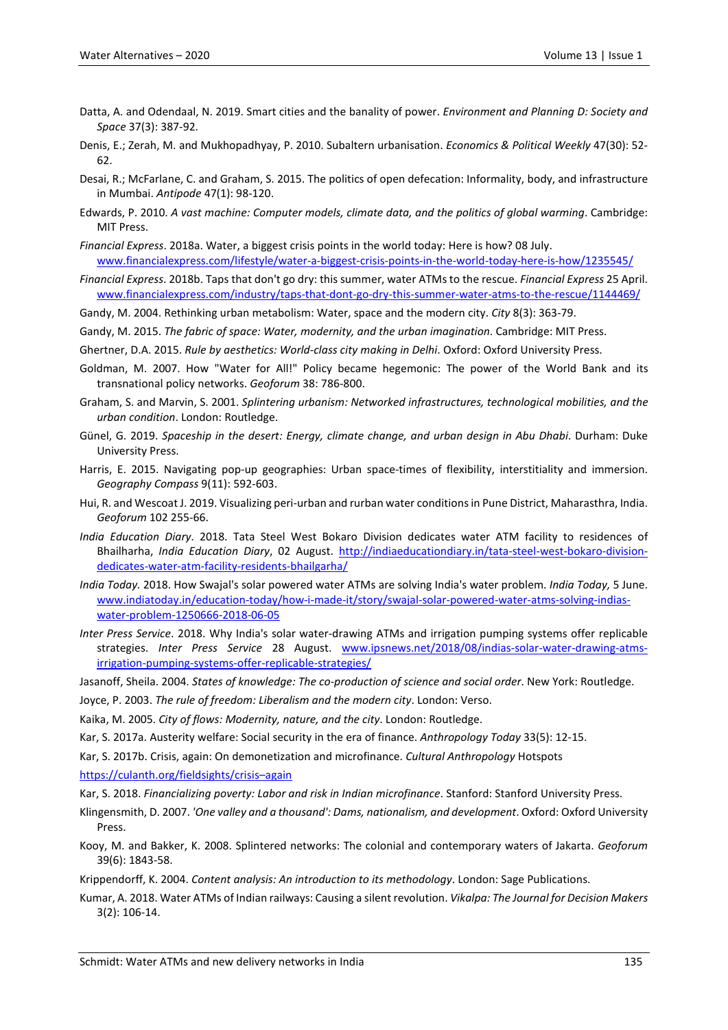Datta, A. and Odendaal, N. 2019. Smart cities and the banality of power. *Environment and Planning D: Society and Space* 37(3): 387-92.

Denis, E.; Zerah, M. and Mukhopadhyay, P. 2010. Subaltern urbanisation. *Economics & Political Weekly* 47(30): 52-62.

Desai, R.; McFarlane, C. and Graham, S. 2015. The politics of open defecation: Informality, body, and infrastructure in Mumbai. *Antipode* 47(1): 98-120.

Edwards, P. 2010. *A vast machine: Computer models, climate data, and the politics of global warming*. Cambridge: MIT Press.

*Financial Express*. 2018a. Water, a biggest crisis points in the world today: Here is how? 08 July. www.financialexpress.com/lifestyle/water-a-biggest-crisis-points-in-the-world-today-here-is-how/1235545/

*Financial Express*. 2018b. Taps that don't go dry: this summer, water ATMs to the rescue. *Financial Express* 25 April. www.financialexpress.com/industry/taps-that-dont-go-dry-this-summer-water-atms-to-the-rescue/1144469/

Gandy, M. 2004. Rethinking urban metabolism: Water, space and the modern city. *City* 8(3): 363-79.

Gandy, M. 2015. *The fabric of space: Water, modernity, and the urban imagination*. Cambridge: MIT Press.

Ghertner, D.A. 2015. *Rule by aesthetics: World-class city making in Delhi*. Oxford: Oxford University Press.

Goldman, M. 2007. How "Water for All!" Policy became hegemonic: The power of the World Bank and its transnational policy networks. *Geoforum* 38: 786-800.

Graham, S. and Marvin, S. 2001. *Splintering urbanism: Networked infrastructures, technological mobilities, and the urban condition*. London: Routledge.

Günel, G. 2019. *Spaceship in the desert: Energy, climate change, and urban design in Abu Dhabi*. Durham: Duke University Press.

Harris, E. 2015. Navigating pop-up geographies: Urban space-times of flexibility, interstitiality and immersion. *Geography Compass* 9(11): 592-603.

Hui, R. and Wescoat J. 2019. Visualizing peri-urban and rurban water conditions in Pune District, Maharasthra, India. *Geoforum* 102 255-66.

*India Education Diary*. 2018. Tata Steel West Bokaro Division dedicates water ATM facility to residences of Bhailharha, *India Education Diary*, 02 August. http://indiaeducationdiary.in/tata-steel-west-bokaro-division-dedicates-water-atm-facility-residents-bhailgarha/

*India Today.* 2018. How Swajal's solar powered water ATMs are solving India's water problem. *India Today,* 5 June. www.indiatoday.in/education-today/how-i-made-it/story/swajal-solar-powered-water-atms-solving-indias-water-problem-1250666-2018-06-05

*Inter Press Service*. 2018. Why India's solar water-drawing ATMs and irrigation pumping systems offer replicable strategies. *Inter Press Service* 28 August. www.ipsnews.net/2018/08/indias-solar-water-drawing-atms-irrigation-pumping-systems-offer-replicable-strategies/

Jasanoff, Sheila. 2004. *States of knowledge: The co-production of science and social order*. New York: Routledge.

Joyce, P. 2003. *The rule of freedom: Liberalism and the modern city*. London: Verso.

Kaika, M. 2005. *City of flows: Modernity, nature, and the city*. London: Routledge.

Kar, S. 2017a. Austerity welfare: Social security in the era of finance. *Anthropology Today* 33(5): 12-15.

Kar, S. 2017b. Crisis, again: On demonetization and microfinance. *Cultural Anthropology* Hotspots https://culanth.org/fieldsights/crisis–again

Kar, S. 2018. *Financializing poverty: Labor and risk in Indian microfinance*. Stanford: Stanford University Press.

Klingensmith, D. 2007. *'One valley and a thousand': Dams, nationalism, and development*. Oxford: Oxford University Press.

Kooy, M. and Bakker, K. 2008. Splintered networks: The colonial and contemporary waters of Jakarta. *Geoforum* 39(6): 1843-58.

Krippendorff, K. 2004. *Content analysis: An introduction to its methodology*. London: Sage Publications.

Kumar, A. 2018. Water ATMs of Indian railways: Causing a silent revolution. *Vikalpa: The Journal for Decision Makers* 3(2): 106-14.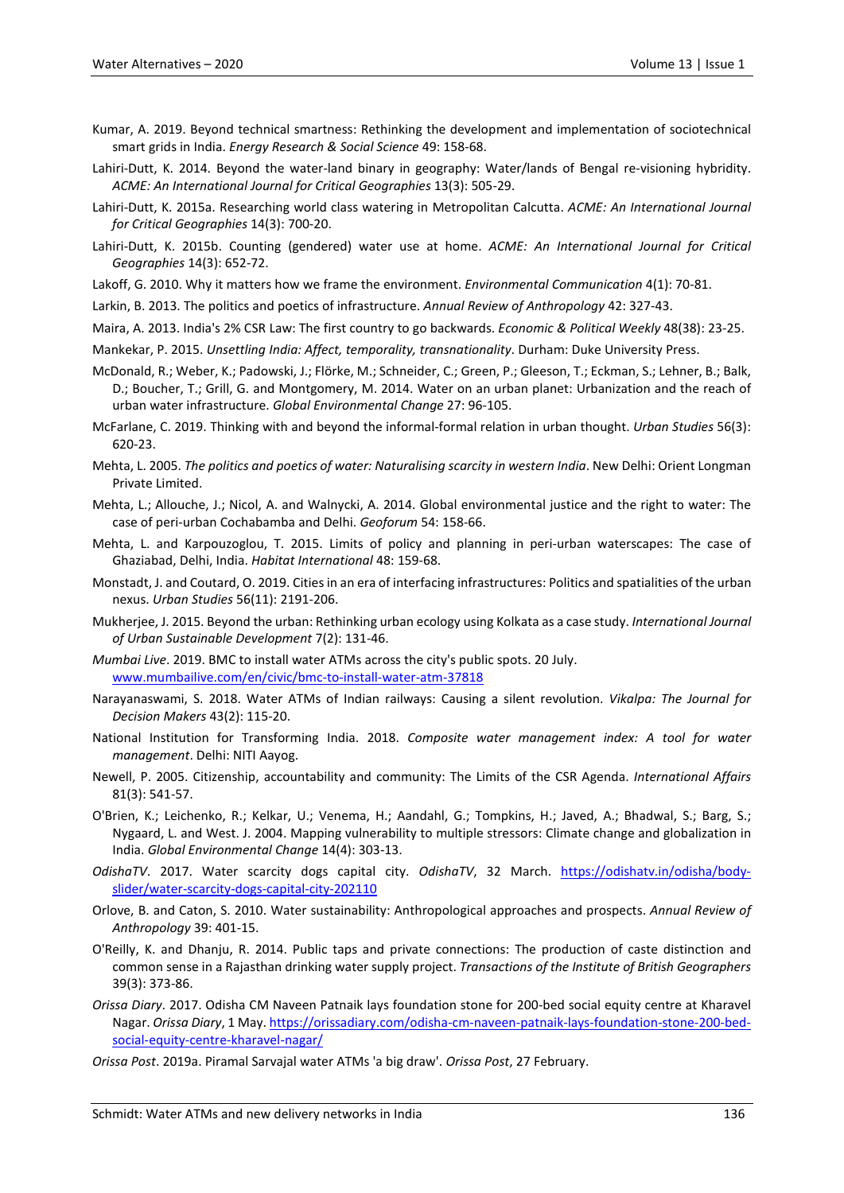Kumar, A. 2019. Beyond technical smartness: Rethinking the development and implementation of sociotechnical smart grids in India. *Energy Research & Social Science* 49: 158-68.

Lahiri-Dutt, K. 2014. Beyond the water-land binary in geography: Water/lands of Bengal re-visioning hybridity. *ACME: An International Journal for Critical Geographies* 13(3): 505-29.

Lahiri-Dutt, K. 2015a. Researching world class watering in Metropolitan Calcutta. *ACME: An International Journal for Critical Geographies* 14(3): 700-20.

Lahiri-Dutt, K. 2015b. Counting (gendered) water use at home. *ACME: An International Journal for Critical Geographies* 14(3): 652-72.

Lakoff, G. 2010. Why it matters how we frame the environment. *Environmental Communication* 4(1): 70-81.

Larkin, B. 2013. The politics and poetics of infrastructure. *Annual Review of Anthropology* 42: 327-43.

Maira, A. 2013. India's 2% CSR Law: The first country to go backwards. *Economic & Political Weekly* 48(38): 23-25.

Mankekar, P. 2015. *Unsettling India: Affect, temporality, transnationality*. Durham: Duke University Press.

McDonald, R.; Weber, K.; Padowski, J.; Flörke, M.; Schneider, C.; Green, P.; Gleeson, T.; Eckman, S.; Lehner, B.; Balk, D.; Boucher, T.; Grill, G. and Montgomery, M. 2014. Water on an urban planet: Urbanization and the reach of urban water infrastructure. *Global Environmental Change* 27: 96-105.

McFarlane, C. 2019. Thinking with and beyond the informal-formal relation in urban thought. *Urban Studies* 56(3): 620-23.

Mehta, L. 2005. *The politics and poetics of water: Naturalising scarcity in western India*. New Delhi: Orient Longman Private Limited.

Mehta, L.; Allouche, J.; Nicol, A. and Walnycki, A. 2014. Global environmental justice and the right to water: The case of peri-urban Cochabamba and Delhi. *Geoforum* 54: 158-66.

Mehta, L. and Karpouzoglou, T. 2015. Limits of policy and planning in peri-urban waterscapes: The case of Ghaziabad, Delhi, India. *Habitat International* 48: 159-68.

Monstadt, J. and Coutard, O. 2019. Cities in an era of interfacing infrastructures: Politics and spatialities of the urban nexus. *Urban Studies* 56(11): 2191-206.

Mukherjee, J. 2015. Beyond the urban: Rethinking urban ecology using Kolkata as a case study. *International Journal of Urban Sustainable Development* 7(2): 131-46.

*Mumbai Live*. 2019. BMC to install water ATMs across the city's public spots. 20 July. www.mumbailive.com/en/civic/bmc-to-install-water-atm-37818

Narayanaswami, S. 2018. Water ATMs of Indian railways: Causing a silent revolution. *Vikalpa: The Journal for Decision Makers* 43(2): 115-20.

National Institution for Transforming India. 2018. *Composite water management index: A tool for water management*. Delhi: NITI Aayog.

Newell, P. 2005. Citizenship, accountability and community: The Limits of the CSR Agenda. *International Affairs* 81(3): 541-57.

O'Brien, K.; Leichenko, R.; Kelkar, U.; Venema, H.; Aandahl, G.; Tompkins, H.; Javed, A.; Bhadwal, S.; Barg, S.; Nygaard, L. and West. J. 2004. Mapping vulnerability to multiple stressors: Climate change and globalization in India. *Global Environmental Change* 14(4): 303-13.

*OdishaTV*. 2017. Water scarcity dogs capital city. *OdishaTV*, 32 March. https://odishatv.in/odisha/body-slider/water-scarcity-dogs-capital-city-202110

Orlove, B. and Caton, S. 2010. Water sustainability: Anthropological approaches and prospects. *Annual Review of Anthropology* 39: 401-15.

O'Reilly, K. and Dhanju, R. 2014. Public taps and private connections: The production of caste distinction and common sense in a Rajasthan drinking water supply project. *Transactions of the Institute of British Geographers* 39(3): 373-86.

*Orissa Diary*. 2017. Odisha CM Naveen Patnaik lays foundation stone for 200-bed social equity centre at Kharavel Nagar. *Orissa Diary*, 1 May. https://orissadiary.com/odisha-cm-naveen-patnaik-lays-foundation-stone-200-bed-social-equity-centre-kharavel-nagar/

*Orissa Post*. 2019a. Piramal Sarvajal water ATMs 'a big draw'. *Orissa Post*, 27 February.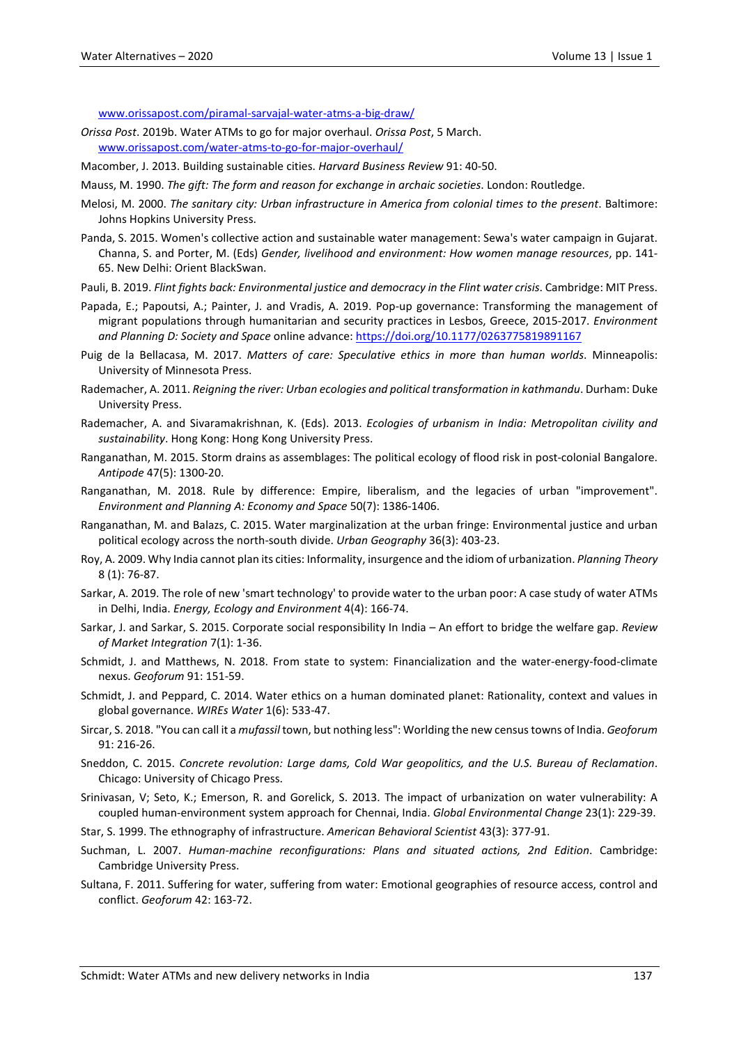www.orissapost.com/piramal-sarvajal-water-atms-a-big-draw/

*Orissa Post*. 2019b. Water ATMs to go for major overhaul. *Orissa Post*, 5 March. www.orissapost.com/water-atms-to-go-for-major-overhaul/

Macomber, J. 2013. Building sustainable cities. *Harvard Business Review* 91: 40-50.

Mauss, M. 1990. *The gift: The form and reason for exchange in archaic societies*. London: Routledge.

Melosi, M. 2000. *The sanitary city: Urban infrastructure in America from colonial times to the present*. Baltimore: Johns Hopkins University Press.

Panda, S. 2015. Women's collective action and sustainable water management: Sewa's water campaign in Gujarat. Channa, S. and Porter, M. (Eds) *Gender, livelihood and environment: How women manage resources*, pp. 141-65. New Delhi: Orient BlackSwan.

Pauli, B. 2019. *Flint fights back: Environmental justice and democracy in the Flint water crisis*. Cambridge: MIT Press.

Papada, E.; Papoutsi, A.; Painter, J. and Vradis, A. 2019. Pop-up governance: Transforming the management of migrant populations through humanitarian and security practices in Lesbos, Greece, 2015-2017. *Environment and Planning D: Society and Space* online advance: https://doi.org/10.1177/0263775819891167

Puig de la Bellacasa, M. 2017. *Matters of care: Speculative ethics in more than human worlds*. Minneapolis: University of Minnesota Press.

Rademacher, A. 2011. *Reigning the river: Urban ecologies and political transformation in kathmandu*. Durham: Duke University Press.

Rademacher, A. and Sivaramakrishnan, K. (Eds). 2013. *Ecologies of urbanism in India: Metropolitan civility and sustainability*. Hong Kong: Hong Kong University Press.

Ranganathan, M. 2015. Storm drains as assemblages: The political ecology of flood risk in post-colonial Bangalore. *Antipode* 47(5): 1300-20.

Ranganathan, M. 2018. Rule by difference: Empire, liberalism, and the legacies of urban "improvement". *Environment and Planning A: Economy and Space* 50(7): 1386-1406.

Ranganathan, M. and Balazs, C. 2015. Water marginalization at the urban fringe: Environmental justice and urban political ecology across the north-south divide. *Urban Geography* 36(3): 403-23.

Roy, A. 2009. Why India cannot plan its cities: Informality, insurgence and the idiom of urbanization. *Planning Theory* 8 (1): 76-87.

Sarkar, A. 2019. The role of new 'smart technology' to provide water to the urban poor: A case study of water ATMs in Delhi, India. *Energy, Ecology and Environment* 4(4): 166-74.

Sarkar, J. and Sarkar, S. 2015. Corporate social responsibility In India – An effort to bridge the welfare gap. *Review of Market Integration* 7(1): 1-36.

Schmidt, J. and Matthews, N. 2018. From state to system: Financialization and the water-energy-food-climate nexus. *Geoforum* 91: 151-59.

Schmidt, J. and Peppard, C. 2014. Water ethics on a human dominated planet: Rationality, context and values in global governance. *WIREs Water* 1(6): 533-47.

Sircar, S. 2018. "You can call it a *mufassil* town, but nothing less": Worlding the new census towns of India. *Geoforum* 91: 216-26.

Sneddon, C. 2015. *Concrete revolution: Large dams, Cold War geopolitics, and the U.S. Bureau of Reclamation*. Chicago: University of Chicago Press.

Srinivasan, V; Seto, K.; Emerson, R. and Gorelick, S. 2013. The impact of urbanization on water vulnerability: A coupled human-environment system approach for Chennai, India. *Global Environmental Change* 23(1): 229-39.

Star, S. 1999. The ethnography of infrastructure. *American Behavioral Scientist* 43(3): 377-91.

Suchman, L. 2007. *Human-machine reconfigurations: Plans and situated actions, 2nd Edition*. Cambridge: Cambridge University Press.

Sultana, F. 2011. Suffering for water, suffering from water: Emotional geographies of resource access, control and conflict. *Geoforum* 42: 163-72.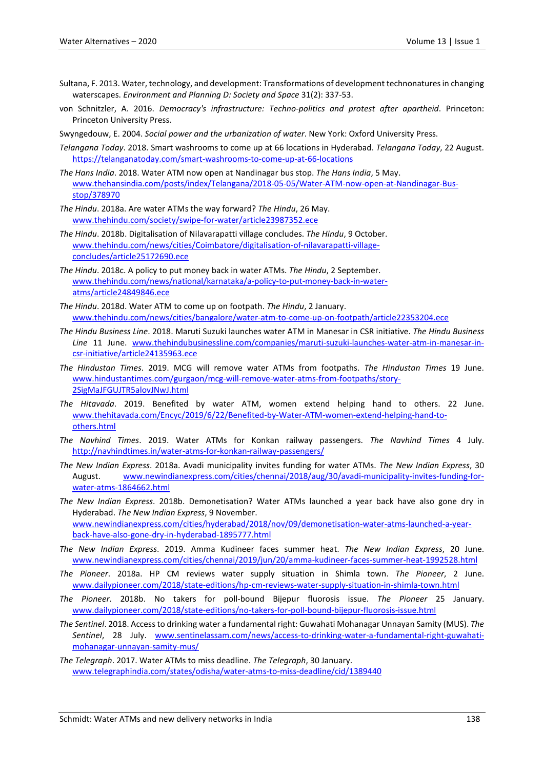Sultana, F. 2013. Water, technology, and development: Transformations of development technonatures in changing waterscapes. *Environment and Planning D: Society and Space* 31(2): 337-53.

von Schnitzler, A. 2016. *Democracy's infrastructure: Techno-politics and protest after apartheid*. Princeton: Princeton University Press.

Swyngedouw, E. 2004. *Social power and the urbanization of water*. New York: Oxford University Press.

*Telangana Today*. 2018. Smart washrooms to come up at 66 locations in Hyderabad. *Telangana Today*, 22 August. https://telanganatoday.com/smart-washrooms-to-come-up-at-66-locations

*The Hans India*. 2018. Water ATM now open at Nandinagar bus stop. *The Hans India*, 5 May. www.thehansindia.com/posts/index/Telangana/2018-05-05/Water-ATM-now-open-at-Nandinagar-Bus-stop/378970

*The Hindu*. 2018a. Are water ATMs the way forward? *The Hindu*, 26 May. www.thehindu.com/society/swipe-for-water/article23987352.ece

*The Hindu*. 2018b. Digitalisation of Nilavarapatti village concludes. *The Hindu*, 9 October. www.thehindu.com/news/cities/Coimbatore/digitalisation-of-nilavarapatti-village-concludes/article25172690.ece

*The Hindu*. 2018c. A policy to put money back in water ATMs. *The Hindu*, 2 September. www.thehindu.com/news/national/karnataka/a-policy-to-put-money-back-in-water-atms/article24849846.ece

*The Hindu*. 2018d. Water ATM to come up on footpath. *The Hindu*, 2 January. www.thehindu.com/news/cities/bangalore/water-atm-to-come-up-on-footpath/article22353204.ece

*The Hindu Business Line*. 2018. Maruti Suzuki launches water ATM in Manesar in CSR initiative. *The Hindu Business Line* 11 June. www.thehindubusinessline.com/companies/maruti-suzuki-launches-water-atm-in-manesar-in-csr-initiative/article24135963.ece

*The Hindustan Times*. 2019. MCG will remove water ATMs from footpaths. *The Hindustan Times* 19 June. www.hindustantimes.com/gurgaon/mcg-will-remove-water-atms-from-footpaths/story-2SigMaJFGUJTR5alovJNwJ.html

*The Hitavada*. 2019. Benefited by water ATM, women extend helping hand to others. 22 June. www.thehitavada.com/Encyc/2019/6/22/Benefited-by-Water-ATM-women-extend-helping-hand-to-others.html

*The Navhind Times*. 2019. Water ATMs for Konkan railway passengers. *The Navhind Times* 4 July. http://navhindtimes.in/water-atms-for-konkan-railway-passengers/

*The New Indian Express*. 2018a. Avadi municipality invites funding for water ATMs. *The New Indian Express*, 30 August. www.newindianexpress.com/cities/chennai/2018/aug/30/avadi-municipality-invites-funding-for-water-atms-1864662.html

*The New Indian Express*. 2018b. Demonetisation? Water ATMs launched a year back have also gone dry in Hyderabad. *The New Indian Express*, 9 November. www.newindianexpress.com/cities/hyderabad/2018/nov/09/demonetisation-water-atms-launched-a-year-back-have-also-gone-dry-in-hyderabad-1895777.html

*The New Indian Express*. 2019. Amma Kudineer faces summer heat. *The New Indian Express*, 20 June. www.newindianexpress.com/cities/chennai/2019/jun/20/amma-kudineer-faces-summer-heat-1992528.html

*The Pioneer*. 2018a. HP CM reviews water supply situation in Shimla town. *The Pioneer*, 2 June. www.dailypioneer.com/2018/state-editions/hp-cm-reviews-water-supply-situation-in-shimla-town.html

*The Pioneer*. 2018b. No takers for poll-bound Bijepur fluorosis issue. *The Pioneer* 25 January. www.dailypioneer.com/2018/state-editions/no-takers-for-poll-bound-bijepur-fluorosis-issue.html

*The Sentinel*. 2018. Access to drinking water a fundamental right: Guwahati Mohanagar Unnayan Samity (MUS). *The Sentinel*, 28 July. www.sentinelassam.com/news/access-to-drinking-water-a-fundamental-right-guwahati-mohanagar-unnayan-samity-mus/

*The Telegraph*. 2017. Water ATMs to miss deadline. *The Telegraph*, 30 January. www.telegraphindia.com/states/odisha/water-atms-to-miss-deadline/cid/1389440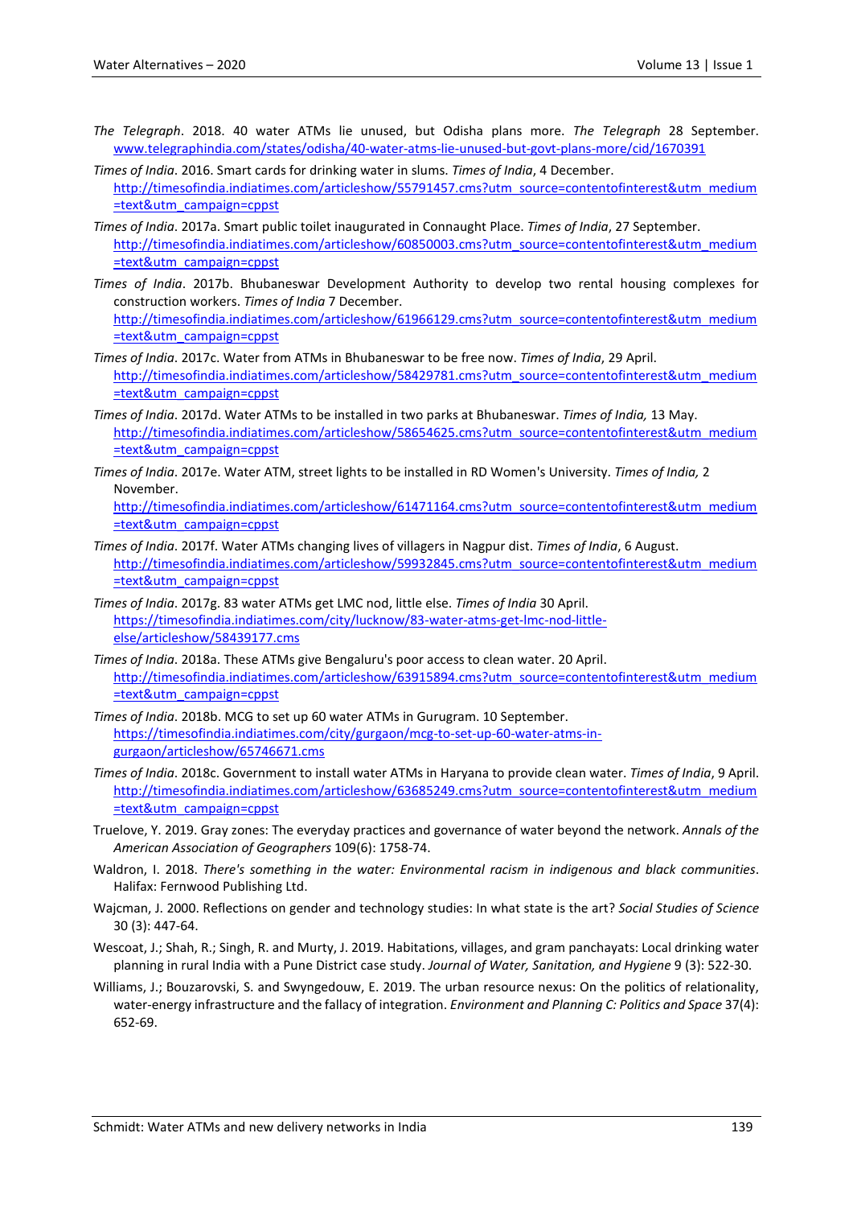*The Telegraph*. 2018. 40 water ATMs lie unused, but Odisha plans more. *The Telegraph* 28 September. www.telegraphindia.com/states/odisha/40-water-atms-lie-unused-but-govt-plans-more/cid/1670391

*Times of India*. 2016. Smart cards for drinking water in slums. *Times of India*, 4 December. http://timesofindia.indiatimes.com/articleshow/55791457.cms?utm_source=contentofinterest&utm_medium=text&utm_campaign=cppst

*Times of India*. 2017a. Smart public toilet inaugurated in Connaught Place. *Times of India*, 27 September. http://timesofindia.indiatimes.com/articleshow/60850003.cms?utm_source=contentofinterest&utm_medium=text&utm_campaign=cppst

*Times of India*. 2017b. Bhubaneswar Development Authority to develop two rental housing complexes for construction workers. *Times of India* 7 December. http://timesofindia.indiatimes.com/articleshow/61966129.cms?utm_source=contentofinterest&utm_medium=text&utm_campaign=cppst

*Times of India*. 2017c. Water from ATMs in Bhubaneswar to be free now. *Times of India*, 29 April. http://timesofindia.indiatimes.com/articleshow/58429781.cms?utm_source=contentofinterest&utm_medium=text&utm_campaign=cppst

*Times of India*. 2017d. Water ATMs to be installed in two parks at Bhubaneswar. *Times of India,* 13 May. http://timesofindia.indiatimes.com/articleshow/58654625.cms?utm_source=contentofinterest&utm_medium=text&utm_campaign=cppst

*Times of India*. 2017e. Water ATM, street lights to be installed in RD Women's University. *Times of India,* 2 November. http://timesofindia.indiatimes.com/articleshow/61471164.cms?utm_source=contentofinterest&utm_medium=text&utm_campaign=cppst

*Times of India*. 2017f. Water ATMs changing lives of villagers in Nagpur dist. *Times of India*, 6 August. http://timesofindia.indiatimes.com/articleshow/59932845.cms?utm_source=contentofinterest&utm_medium=text&utm_campaign=cppst

*Times of India*. 2017g. 83 water ATMs get LMC nod, little else. *Times of India* 30 April. https://timesofindia.indiatimes.com/city/lucknow/83-water-atms-get-lmc-nod-little-else/articleshow/58439177.cms

*Times of India*. 2018a. These ATMs give Bengaluru's poor access to clean water. 20 April. http://timesofindia.indiatimes.com/articleshow/63915894.cms?utm_source=contentofinterest&utm_medium=text&utm_campaign=cppst

*Times of India*. 2018b. MCG to set up 60 water ATMs in Gurugram. 10 September. https://timesofindia.indiatimes.com/city/gurgaon/mcg-to-set-up-60-water-atms-in-gurgaon/articleshow/65746671.cms

*Times of India*. 2018c. Government to install water ATMs in Haryana to provide clean water. *Times of India*, 9 April. http://timesofindia.indiatimes.com/articleshow/63685249.cms?utm_source=contentofinterest&utm_medium=text&utm_campaign=cppst

Truelove, Y. 2019. Gray zones: The everyday practices and governance of water beyond the network. *Annals of the American Association of Geographers* 109(6): 1758-74.

Waldron, I. 2018. *There's something in the water: Environmental racism in indigenous and black communities*. Halifax: Fernwood Publishing Ltd.

Wajcman, J. 2000. Reflections on gender and technology studies: In what state is the art? *Social Studies of Science* 30 (3): 447-64.

Wescoat, J.; Shah, R.; Singh, R. and Murty, J. 2019. Habitations, villages, and gram panchayats: Local drinking water planning in rural India with a Pune District case study. *Journal of Water, Sanitation, and Hygiene* 9 (3): 522-30.

Williams, J.; Bouzarovski, S. and Swyngedouw, E. 2019. The urban resource nexus: On the politics of relationality, water-energy infrastructure and the fallacy of integration. *Environment and Planning C: Politics and Space* 37(4): 652-69.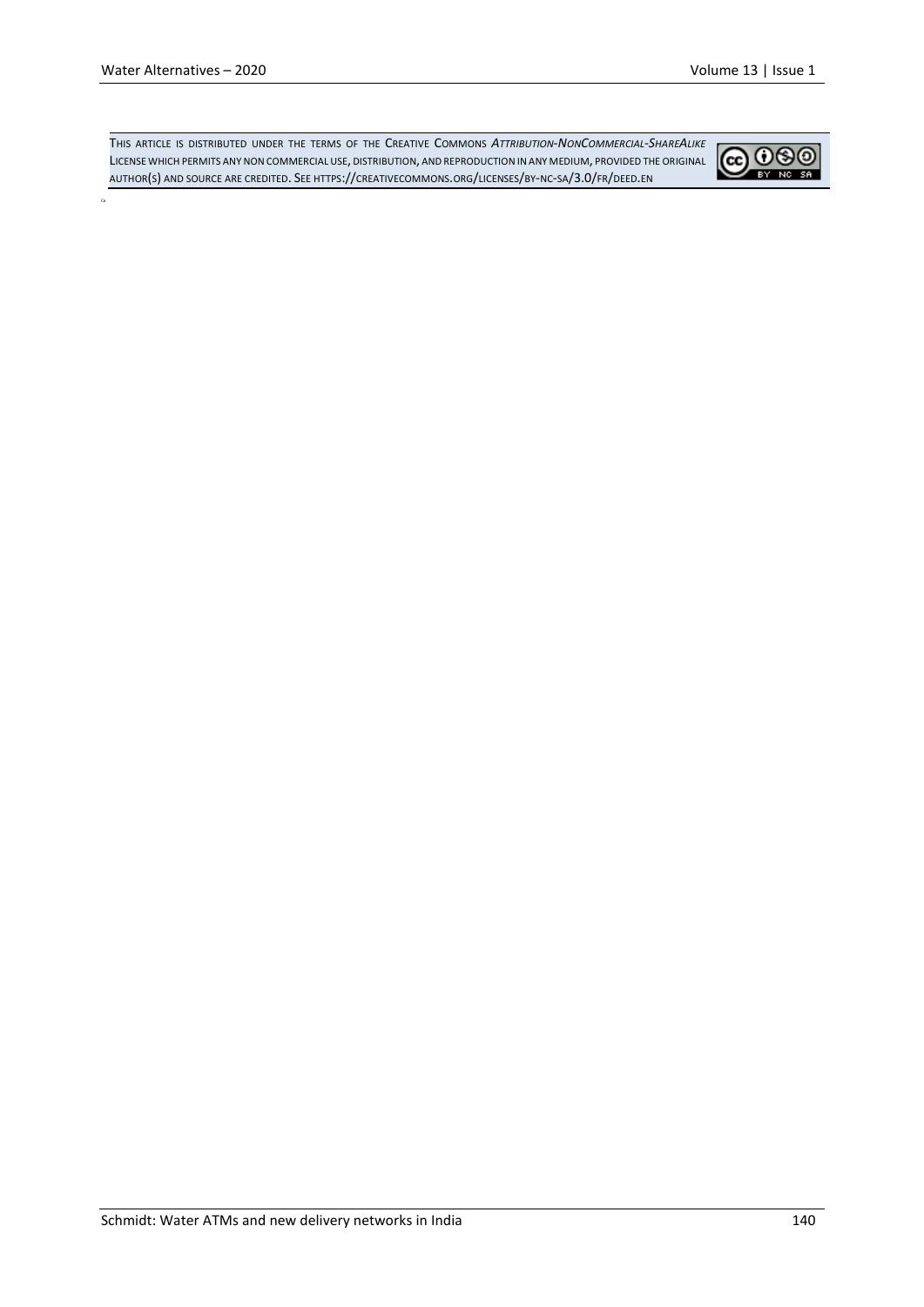THIS ARTICLE IS DISTRIBUTED UNDER THE TERMS OF THE CREATIVE COMMONS *ATTRIBUTION-NONCOMMERCIAL-SHAREALIKE* LICENSE WHICH PERMITS ANY NON COMMERCIAL USE, DISTRIBUTION, AND REPRODUCTION IN ANY MEDIUM, PROVIDED THE ORIGINAL AUTHOR(S) AND SOURCE ARE CREDITED. SEE HTTPS://CREATIVECOMMONS.ORG/LICENSES/BY-NC-SA/3.0/FR/DEED.EN